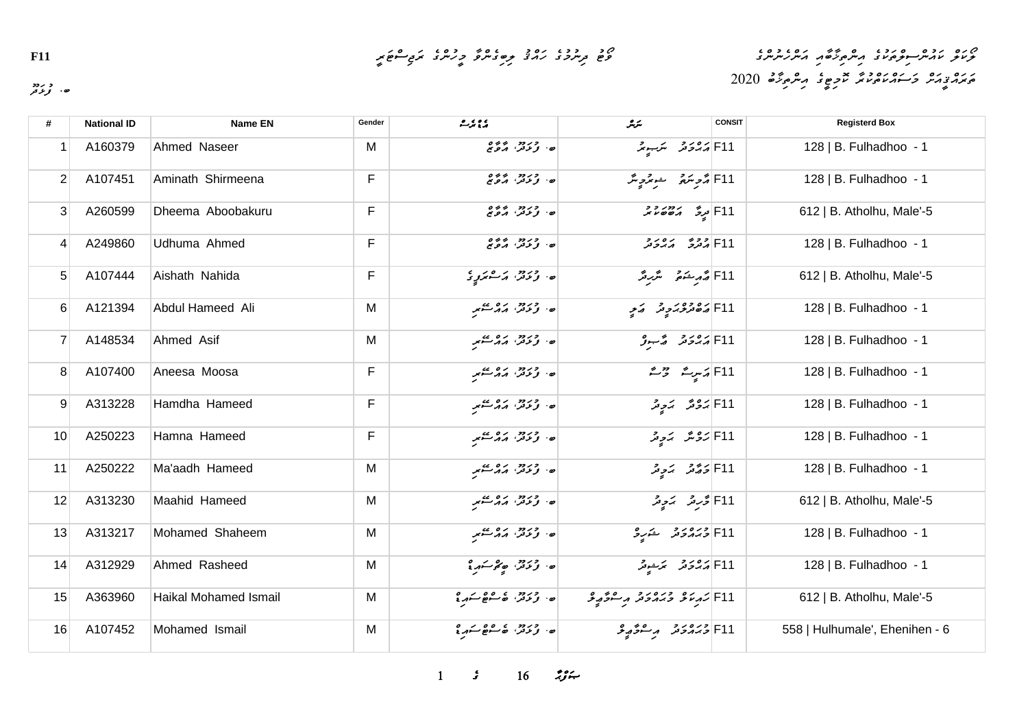# ޕާޅާމެންޓް އިންތިޚާބާއި ޕާޓީތަކުގެ ރަޖިސްޓްރީއާ ބެހޭ ޝަކުވާ ބަލާ ކޮމިޓީ F11

## ބައިނަލްއަޤުވާމީ ޤަވާއިދުތަކާ އެއްގޮތަށް 2020

ބ. ފުޅަދޫ

| # | National ID | Name EN | Gender | ގެއުގެ ނަން | ނަން | CONSIT | Registerd Box |
|---|---|---|---|---|---|---|---|
| 1 | A160379 | Ahmed Naseer | M | ބ. ފުޅަދޫ، އަވަތަ | އަޙްމަދު ނަޞީރު | F11 | 128 \| B. Fulhadhoo - 1 |
| 2 | A107451 | Aminath Shirmeena | F | ބ. ފުޅަދޫ، އަވަތަ | އާމިނަތު ޝިރްމީނާ | F11 | 128 \| B. Fulhadhoo - 1 |
| 3 | A260599 | Dheema Aboobakuru | F | ބ. ފުޅަދޫ، އަވަތަ | ދީމާ އަބޫބަކުރު | F11 | 612 \| B. Atholhu, Male'-5 |
| 4 | A249860 | Udhuma Ahmed | F | ބ. ފުޅަދޫ، އަވަތަ | އުދުމާ އަޙްމަދު | F11 | 128 \| B. Fulhadhoo - 1 |
| 5 | A107444 | Aishath Nahida | F | ބ. ފުޅަދޫ، އަސްތަރީގެ | އާއިޝަތު ނާހިދާ | F11 | 612 \| B. Atholhu, Male'-5 |
| 6 | A121394 | Abdul Hameed Ali | M | ބ. ފުޅަދޫ، އައުސްޓަރ | އަބްދުލްޙަމީދު އަލި | F11 | 128 \| B. Fulhadhoo - 1 |
| 7 | A148534 | Ahmed Asif | M | ބ. ފުޅަދޫ، އައުސްޓަރ | އަޙްމަދު އާސިފު | F11 | 128 \| B. Fulhadhoo - 1 |
| 8 | A107400 | Aneesa Moosa | F | ބ. ފުޅަދޫ، އައުސްޓަރ | އަނީސާ މޫސާ | F11 | 128 \| B. Fulhadhoo - 1 |
| 9 | A313228 | Hamdha Hameed | F | ބ. ފުޅަދޫ، އައުސްޓަރ | ހަމްދާ ހަމީދު | F11 | 128 \| B. Fulhadhoo - 1 |
| 10 | A250223 | Hamna Hameed | F | ބ. ފުޅަދޫ، އައުސްޓަރ | ހަމްނާ ހަމީދު | F11 | 128 \| B. Fulhadhoo - 1 |
| 11 | A250222 | Ma'aadh Hameed | M | ބ. ފުޅަދޫ، އައުސްޓަރ | މަޢާޛު ހަމީދު | F11 | 128 \| B. Fulhadhoo - 1 |
| 12 | A313230 | Maahid Hameed | M | ބ. ފުޅަދޫ، އައުސްޓަރ | މާހިދު ހަމީދު | F11 | 612 \| B. Atholhu, Male'-5 |
| 13 | A313217 | Mohamed Shaheem | M | ބ. ފުޅަދޫ، އައުސްޓަރ | މުޙައްމަދު ޝަހީމް | F11 | 128 \| B. Fulhadhoo - 1 |
| 14 | A312929 | Ahmed Rasheed | M | ބ. ފުޅަދޫ، ބީޗްސައިޑް | އަޙްމަދު ރަޝީދު | F11 | 128 \| B. Fulhadhoo - 1 |
| 15 | A363960 | Haikal Mohamed Ismail | M | ބ. ފުޅަދޫ، ބުސްތާނީ | ހައިކަލް މުޙައްމަދު އިސްމާއީލް | F11 | 612 \| B. Atholhu, Male'-5 |
| 16 | A107452 | Mohamed Ismail | M | ބ. ފުޅަދޫ، ބުސްތާނީ | މުޙައްމަދު އިސްމާއީލް | F11 | 558 \| Hulhumale', Ehenihen - 6 |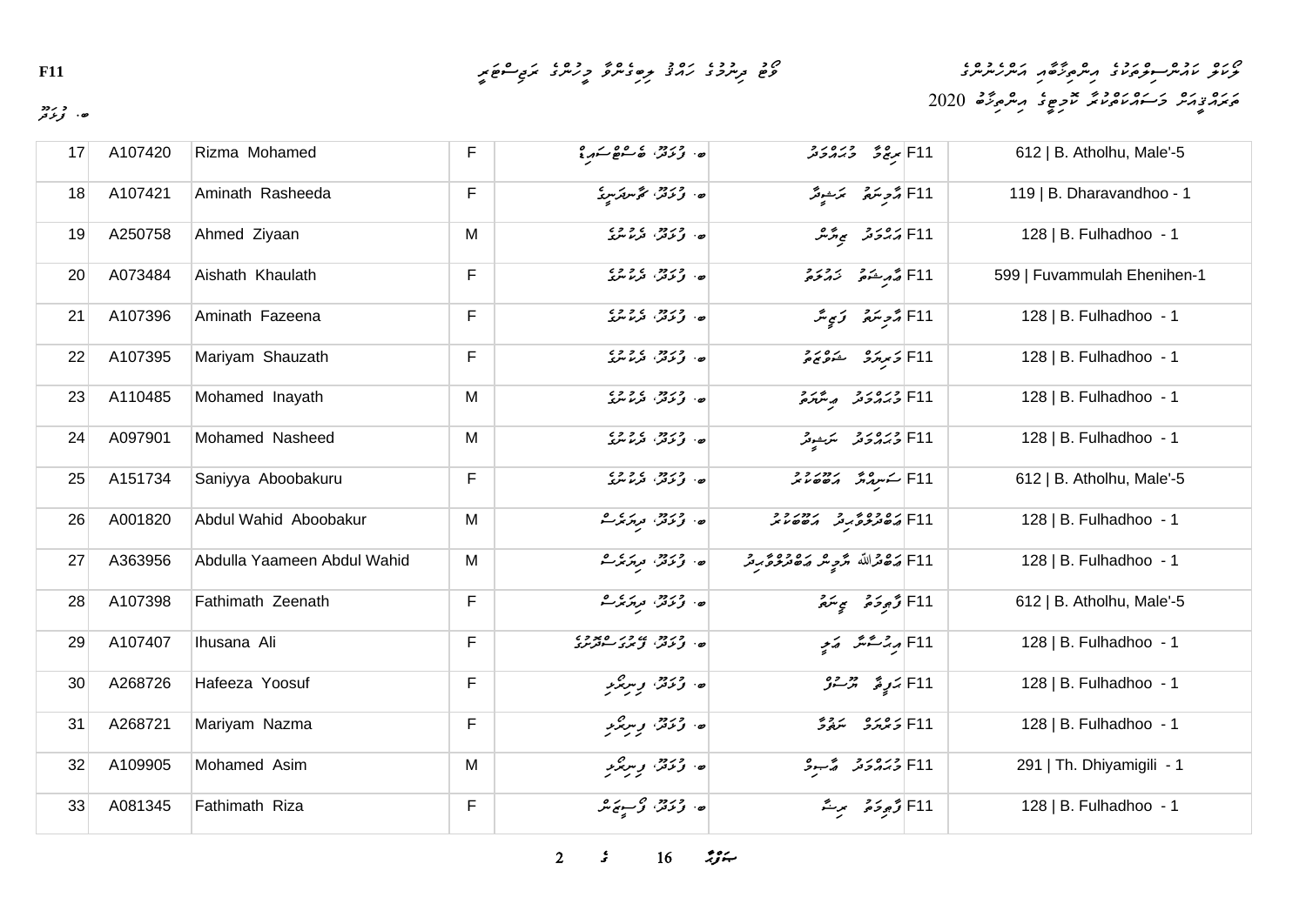| 17 | A107420 | Rizma Mohamed | F | ބ. ފުޅަދޫ، ބެސްޓްބަރީ | F11 ރިޒްމާ މުހައްމަދު | 612 \| B. Atholhu, Male'-5 |
|---|---|---|---|---|---|---|
| 18 | A107421 | Aminath Rasheeda | F | ބ. ފުޅަދޫ، ރާނބަރިއާ | F11 އާމިނަތު ރަޝީދާ | 119 \| B. Dharavandhoo - 1 |
| 19 | A250758 | Ahmed Ziyaan | M | ބ. ފުޅަދޫ، ދަރުމަވަ | F11 އަހުމަދު ޒިޔާން | 128 \| B. Fulhadhoo - 1 |
| 20 | A073484 | Aishath Khaulath | F | ބ. ފުޅަދޫ، ދަރުމަވަ | F11 އާއިޝަތު ޚައުލަތު | 599 \| Fuvammulah Ehenihen-1 |
| 21 | A107396 | Aminath Fazeena | F | ބ. ފުޅަދޫ، ދަރުމަވަ | F11 އާމިނަތު ފަޒީނާ | 128 \| B. Fulhadhoo - 1 |
| 22 | A107395 | Mariyam Shauzath | F | ބ. ފުޅަދޫ، ދަރުމަވަ | F11 މަރިޔަމް ޝައުޒަތު | 128 \| B. Fulhadhoo - 1 |
| 23 | A110485 | Mohamed Inayath | M | ބ. ފުޅަދޫ، ދަރުމަވަ | F11 މުހައްމަދު އިނާޔަތު | 128 \| B. Fulhadhoo - 1 |
| 24 | A097901 | Mohamed Nasheed | M | ބ. ފުޅަދޫ، ދަރުމަވަ | F11 މުހައްމަދު ނަޝީދު | 128 \| B. Fulhadhoo - 1 |
| 25 | A151734 | Saniyya Aboobakuru | F | ބ. ފުޅަދޫ، ދަރުމަވަ | F11 ސަނިއްޔާ އަބޫބަކުރު | 612 \| B. Atholhu, Male'-5 |
| 26 | A001820 | Abdul Wahid Aboobakur | M | ބ. ފުޅަދޫ، ދިލްރުބާ | F11 އަބްދުލްވާހިދު އަބޫބަކުރު | 128 \| B. Fulhadhoo - 1 |
| 27 | A363956 | Abdulla Yaameen Abdul Wahid | M | ބ. ފުޅަދޫ، ދިލްރުބާ | F11 އަބްދުﷲ ޔާމީން އަބްދުލްވާހިދު | 128 \| B. Fulhadhoo - 1 |
| 28 | A107398 | Fathimath Zeenath | F | ބ. ފުޅަދޫ، ދިލްރުބާ | F11 ފާތިމަތު ޒީނަތު | 612 \| B. Atholhu, Male'-5 |
| 29 | A107407 | Ihusana Ali | F | ބ. ފުޅަދޫ، ވާދީ ސްޓޯރ | F11 އިހުސާނާ އަލި | 128 \| B. Fulhadhoo - 1 |
| 30 | A268726 | Hafeeza Yoosuf | F | ބ. ފުޅަދޫ، ވިނިލާ | F11 ހަފީޒާ ޔޫސުފް | 128 \| B. Fulhadhoo - 1 |
| 31 | A268721 | Mariyam Nazma | F | ބ. ފުޅަދޫ، ވިނިލާ | F11 މަރިޔަމް ނަޒްމާ | 128 \| B. Fulhadhoo - 1 |
| 32 | A109905 | Mohamed Asim | M | ބ. ފުޅަދޫ، ވިނިލާ | F11 މުހައްމަދު އާސިމް | 291 \| Th. Dhiyamigili - 1 |
| 33 | A081345 | Fathimath Riza | F | ބ. ފުޅަދޫ، ވެސީޒަން | F11 ފާތިމަތު ރިޒާ | 128 \| B. Fulhadhoo - 1 |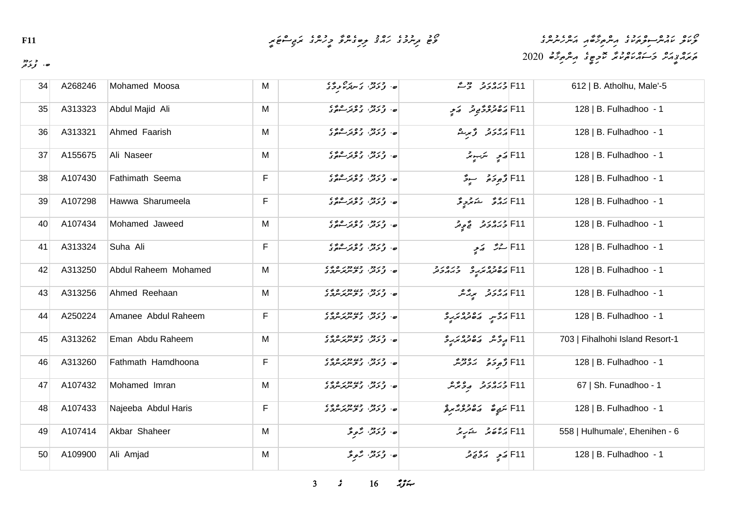| 34 | A268246 | Mohamed Moosa | M | ޅ. ފުޅަދޫ، ގަސްދޮށްގެ | F11 މުޙައްމަދު މޫސާ | 612 \| B. Atholhu, Male'-5 |
|---|---|---|---|---|---|---|
| 35 | A313323 | Abdul Majid Ali | M | ބ. ފުޅަދޫ، ގުލްފަސްކޯ | F11 އަބްދުލްމާޖިދު އަލި | 128 \| B. Fulhadhoo - 1 |
| 36 | A313321 | Ahmed Faarish | M | ބ. ފުޅަދޫ، ގުލްފަސްކޯ | F11 އަޙްމަދު ފާރިޝް | 128 \| B. Fulhadhoo - 1 |
| 37 | A155675 | Ali Naseer | M | ބ. ފުޅަދޫ، ގުލްފަސްކޯ | F11 އަލި ނަޞީރު | 128 \| B. Fulhadhoo - 1 |
| 38 | A107430 | Fathimath Seema | F | ބ. ފުޅަދޫ، ގުލްފަސްކޯ | F11 ފާތިމަތު ސީމާ | 128 \| B. Fulhadhoo - 1 |
| 39 | A107298 | Hawwa Sharumeela | F | ބ. ފުޅަދޫ، ގުލްފަސްކޯ | F11 ޙައްވާ ޝަރުމީލާ | 128 \| B. Fulhadhoo - 1 |
| 40 | A107434 | Mohamed Jaweed | M | ބ. ފުޅަދޫ، ގުލްފަސްކޯ | F11 މުޙައްމަދު ޖާވީދު | 128 \| B. Fulhadhoo - 1 |
| 41 | A313324 | Suha Ali | F | ބ. ފުޅަދޫ، ގުލްފަސްކޯ | F11 ސުހާ އަލި | 128 \| B. Fulhadhoo - 1 |
| 42 | A313250 | Abdul Raheem Mohamed | M | ބ. ފުޅަދޫ، ގުލްޝަނުރަސްގެ | F11 އަބްދުއްރަޙީމް މުޙައްމަދު | 128 \| B. Fulhadhoo - 1 |
| 43 | A313256 | Ahmed Reehaan | M | ބ. ފުޅަދޫ، ގުލްޝަނުރަސްގެ | F11 އަޙްމަދު ރީހާން | 128 \| B. Fulhadhoo - 1 |
| 44 | A250224 | Amanee Abdul Raheem | F | ބ. ފުޅަދޫ، ގުލްޝަނުރަސްގެ | F11 އަމާނީ އަބްދުއްރަޙީމް | 128 \| B. Fulhadhoo - 1 |
| 45 | A313262 | Eman Abdu Raheem | M | ބ. ފުޅަދޫ، ގުލްޝަނުރަސްގެ | F11 އީމާން އަބްދުއްރަޙީމް | 703 \| Fihalhohi Island Resort-1 |
| 46 | A313260 | Fathmath Hamdhoona | F | ބ. ފުޅަދޫ، ގުލްޝަނުރަސްގެ | F11 ފާތިމަތު ހަމްދޫނާ | 128 \| B. Fulhadhoo - 1 |
| 47 | A107432 | Mohamed Imran | M | ބ. ފުޅަދޫ، ގުލްޝަނުރަސްގެ | F11 މުޙައްމަދު އިމްރާން | 67 \| Sh. Funadhoo - 1 |
| 48 | A107433 | Najeeba Abdul Haris | F | ބ. ފުޅަދޫ، ގުލްޝަނުރަސްގެ | F11 ނަޖީބާ އަބްދުލްހާރިސް | 128 \| B. Fulhadhoo - 1 |
| 49 | A107414 | Akbar Shaheer | M | ބ. ފުޅަދޫ، ގޯތިވާ | F11 އަކްބަރު ޝަހީރު | 558 \| Hulhumale', Ehenihen - 6 |
| 50 | A109900 | Ali Amjad | M | ބ. ފުޅަދޫ، ގޯތިވާ | F11 އަލި އަމްޖަދު | 128 \| B. Fulhadhoo - 1 |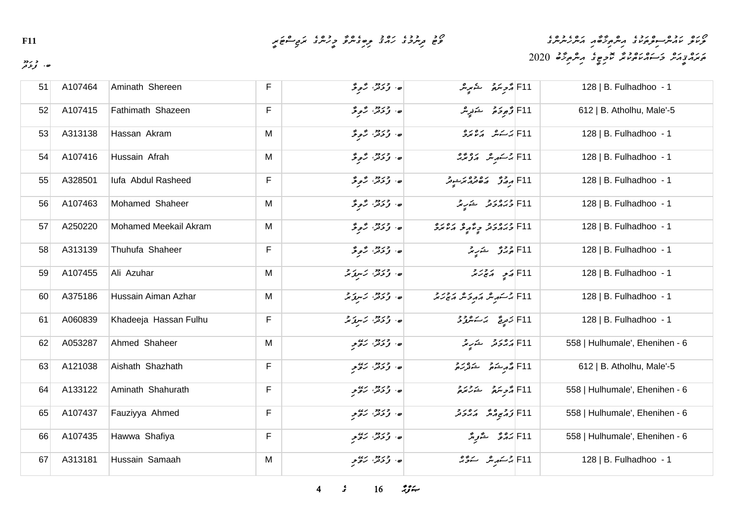| 51 | A107464 | Aminath Shereen | F | ބ. ފުޅަދޫ، ހާލިވާ | F11 އާމިނަތު ޝެރީން | 128 \| B. Fulhadhoo - 1 |
|---|---|---|---|---|---|---|
| 52 | A107415 | Fathimath Shazeen | F | ބ. ފުޅަދޫ، ހާލިވާ | F11 ފާތިމަތު ޝަޒީން | 612 \| B. Atholhu, Male'-5 |
| 53 | A313138 | Hassan Akram | M | ބ. ފުޅަދޫ، ހާލިވާ | F11 ހަސަން އަކްރަމް | 128 \| B. Fulhadhoo - 1 |
| 54 | A107416 | Hussain Afrah | M | ބ. ފުޅަދޫ، ހާލިވާ | F11 ހުސައިން އަފްރާހް | 128 \| B. Fulhadhoo - 1 |
| 55 | A328501 | Iufa Abdul Rasheed | F | ބ. ފުޅަދޫ، ހާލިވާ | F11 އިއުފާ އަބްދުލްރަޝީދު | 128 \| B. Fulhadhoo - 1 |
| 56 | A107463 | Mohamed Shaheer | M | ބ. ފުޅަދޫ، ހާލިވާ | F11 މުހައްމަދު ޝަހީރު | 128 \| B. Fulhadhoo - 1 |
| 57 | A250220 | Mohamed Meekail Akram | M | ބ. ފުޅަދޫ، ހާލިވާ | F11 މުހައްމަދު މީކާއިލް އަކްރަމް | 128 \| B. Fulhadhoo - 1 |
| 58 | A313139 | Thuhufa Shaheer | F | ބ. ފުޅަދޫ، ހާލިވާ | F11 ތުހުފާ ޝަހީރު | 128 \| B. Fulhadhoo - 1 |
| 59 | A107455 | Ali Azuhar | M | ބ. ފުޅަދޫ، ހަނިފަރު | F11 އަލި އަޒުހަރު | 128 \| B. Fulhadhoo - 1 |
| 60 | A375186 | Hussain Aiman Azhar | M | ބ. ފުޅަދޫ، ހަނިފަރު | F11 ހުސައިން އައިމަން އަޒްހަރު | 128 \| B. Fulhadhoo - 1 |
| 61 | A060839 | Khadeeja Hassan Fulhu | F | ބ. ފުޅަދޫ، ހަނިފަރު | F11 ހަދީޖާ ހަސަންފުޅު | 128 \| B. Fulhadhoo - 1 |
| 62 | A053287 | Ahmed Shaheer | M | ބ. ފުޅަދޫ، ހަވާދި | F11 އަހްމަދު ޝަހީރު | 558 \| Hulhumale', Ehenihen - 6 |
| 63 | A121038 | Aishath Shazhath | F | ބ. ފުޅަދޫ، ހަވާދި | F11 އާއިޝަތު ޝަޒްހަތު | 612 \| B. Atholhu, Male'-5 |
| 64 | A133122 | Aminath Shahurath | F | ބ. ފުޅަދޫ، ހަވާދި | F11 އާމިނަތު ޝަހުރަތު | 558 \| Hulhumale', Ehenihen - 6 |
| 65 | A107437 | Fauziyya Ahmed | F | ބ. ފުޅަދޫ، ހަވާދި | F11 ފައުޒިއްޔާ އަހްމަދު | 558 \| Hulhumale', Ehenihen - 6 |
| 66 | A107435 | Hawwa Shafiya | F | ބ. ފުޅަދޫ، ހަވާދި | F11 ހައްވާ ޝާފިޔާ | 558 \| Hulhumale', Ehenihen - 6 |
| 67 | A313181 | Hussain Samaah | M | ބ. ފުޅަދޫ، ހަވާދި | F11 ހުސައިން ސަމާހް | 128 \| B. Fulhadhoo - 1 |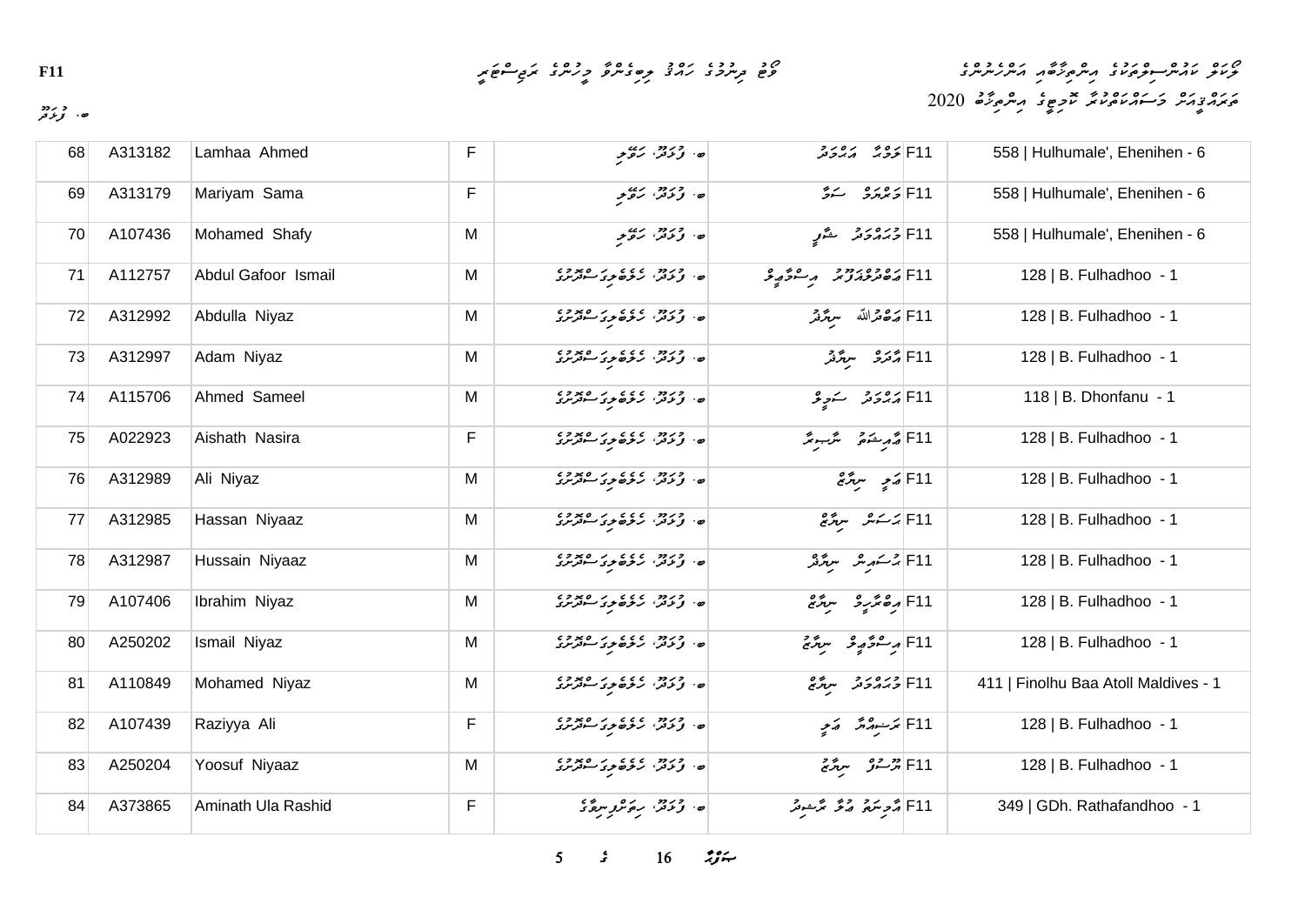| 68 | A313182 | Lamhaa Ahmed | F | ހ. ފުލަދޫ، ހަވާލި | F11 ލަމްހާ އަޙްމަދު | 558 \| Hulhumale', Ehenihen - 6 |
|---|---|---|---|---|---|---|
| 69 | A313179 | Mariyam Sama | F | ހ. ފުލަދޫ، ހަވާލި | F11 މަރިޔަމް ސަމާ | 558 \| Hulhumale', Ehenihen - 6 |
| 70 | A107436 | Mohamed Shafy | M | ހ. ފުލަދޫ، ހަވާލި | F11 މުޙައްމަދު ޝާފީ | 558 \| Hulhumale', Ehenihen - 6 |
| 71 | A112757 | Abdul Gafoor Ismail | M | ހ. ފުލަދޫ، ހުވަދުވިލާ ސޯސަންގެ | F11 އަބްދުލްޣަފޫރު އިސްމާޢީލް | 128 \| B. Fulhadhoo - 1 |
| 72 | A312992 | Abdulla Niyaz | M | ހ. ފުލަދޫ، ހުވަދުވިލާ ސޯސަންގެ | F11 އަބްދުﷲ ނިޔާޒު | 128 \| B. Fulhadhoo - 1 |
| 73 | A312997 | Adam Niyaz | M | ހ. ފުލަދޫ، ހުވަދުވިލާ ސޯސަންގެ | F11 އާދަމް ނިޔާޒު | 128 \| B. Fulhadhoo - 1 |
| 74 | A115706 | Ahmed Sameel | M | ހ. ފުލަދޫ، ހުވަދުވިލާ ސޯސަންގެ | F11 އަޙްމަދު ސަމީލް | 118 \| B. Dhonfanu - 1 |
| 75 | A022923 | Aishath Nasira | F | ހ. ފުލަދޫ، ހުވަދުވިލާ ސޯސަންގެ | F11 އާއިޝަތު ނާސިރާ | 128 \| B. Fulhadhoo - 1 |
| 76 | A312989 | Ali Niyaz | M | ހ. ފުލަދޫ، ހުވަދުވިލާ ސޯސަންގެ | F11 އަލީ ނިޔާޒް | 128 \| B. Fulhadhoo - 1 |
| 77 | A312985 | Hassan Niyaaz | M | ހ. ފުލަދޫ، ހުވަދުވިލާ ސޯސަންގެ | F11 ހަސަން ނިޔާޒް | 128 \| B. Fulhadhoo - 1 |
| 78 | A312987 | Hussain Niyaaz | M | ހ. ފުލަދޫ، ހުވަދުވިލާ ސޯސަންގެ | F11 ހުސައިން ނިޔާޒު | 128 \| B. Fulhadhoo - 1 |
| 79 | A107406 | Ibrahim Niyaz | M | ހ. ފުލަދޫ، ހުވަދުވިލާ ސޯސަންގެ | F11 އިބްރާހީމް ނިޔާޒް | 128 \| B. Fulhadhoo - 1 |
| 80 | A250202 | Ismail Niyaz | M | ހ. ފުލަދޫ، ހުވަދުވިލާ ސޯސަންގެ | F11 އިސްމާޢީލް ނިޔާޒް | 128 \| B. Fulhadhoo - 1 |
| 81 | A110849 | Mohamed Niyaz | M | ހ. ފުލަދޫ، ހުވަދުވިލާ ސޯސަންގެ | F11 މުޙައްމަދު ނިޔާޒް | 411 \| Finolhu Baa Atoll Maldives - 1 |
| 82 | A107439 | Raziyya Ali | F | ހ. ފުލަދޫ، ހުވަދުވިލާ ސޯސަންގެ | F11 ރަޟިއްޔާ އަލީ | 128 \| B. Fulhadhoo - 1 |
| 83 | A250204 | Yoosuf Niyaaz | M | ހ. ފުލަދޫ، ހުވަދުވިލާ ސޯސަންގެ | F11 ޔޫސުފް ނިޔާޒް | 128 \| B. Fulhadhoo - 1 |
| 84 | A373865 | Aminath Ula Rashid | F | ހ. ފުލަދޫ، ރިވެލިނިވާގެ | F11 އާމިނަތު އުލާ ރާޝިދު | 349 \| GDh. Rathafandhoo - 1 |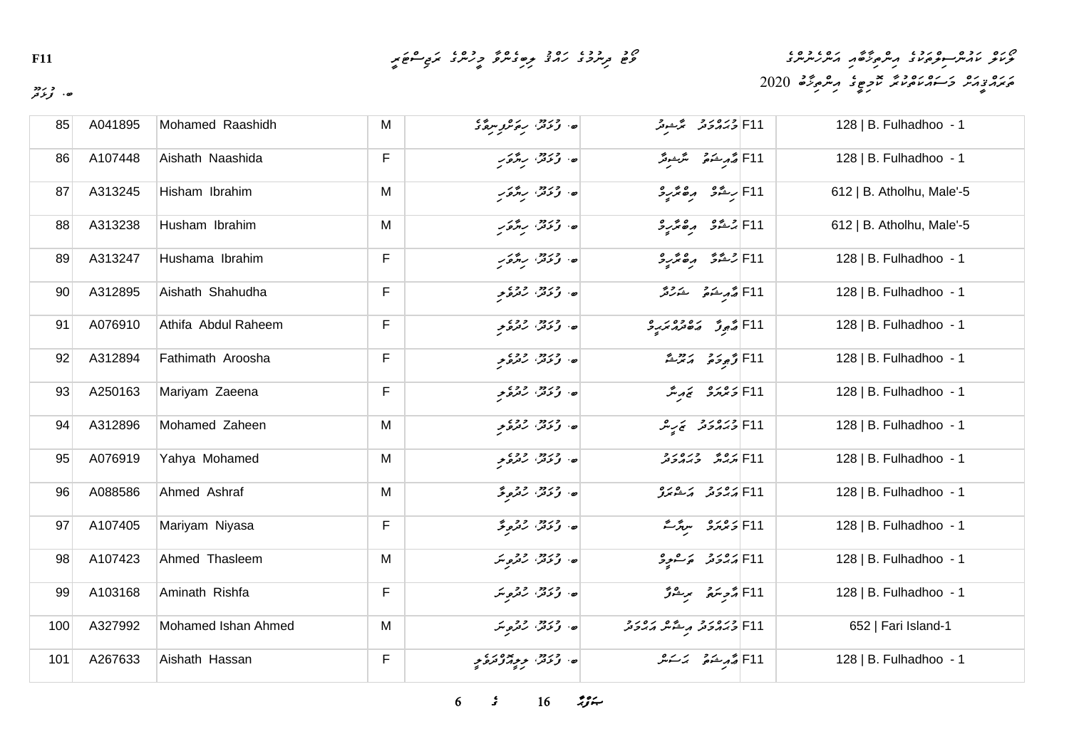| 85 | A041895 | Mohamed Raashidh | M | ھ. ފުލަދޫ، ރިވަރސައިޑުގެ | F11 މުހައްމަދު ރާޝިދު | 128 \| B. Fulhadhoo - 1 |
|---|---|---|---|---|---|---|
| 86 | A107448 | Aishath Naashida | F | ބ. ފުލަދޫ، ރިހާވަރ | F11 އާއިޝަތު ނާޝިދާ | 128 \| B. Fulhadhoo - 1 |
| 87 | A313245 | Hisham Ibrahim | M | ބ. ފުލަދޫ، ރިހާވަރ | F11 ހިޝާމް އިބްރާހީމް | 612 \| B. Atholhu, Male'-5 |
| 88 | A313238 | Husham Ibrahim | M | ބ. ފުލަދޫ، ރިހާވަރ | F11 ހުޝާމް އިބްރާހީމް | 612 \| B. Atholhu, Male'-5 |
| 89 | A313247 | Hushama Ibrahim | F | ބ. ފުލަދޫ، ރިހާވަރ | F11 ހުޝާމާ އިބްރާހީމް | 128 \| B. Fulhadhoo - 1 |
| 90 | A312895 | Aishath Shahudha | F | ބ. ފުލަދޫ، ހުދުވެލި | F11 އާއިޝަތު ޝަހުދާ | 128 \| B. Fulhadhoo - 1 |
| 91 | A076910 | Athifa Abdul Raheem | F | ބ. ފުލަދޫ، ހުދުވެލި | F11 އާތިފާ އަބްދުއްރަޙީމް | 128 \| B. Fulhadhoo - 1 |
| 92 | A312894 | Fathimath Aroosha | F | ބ. ފުލަދޫ، ހުދުވެލި | F11 ފާތިމަތު އަރޫޝާ | 128 \| B. Fulhadhoo - 1 |
| 93 | A250163 | Mariyam Zaeena | F | ބ. ފުލަދޫ، ހުދުވެލި | F11 މަރިޔަމް ޒައީނާ | 128 \| B. Fulhadhoo - 1 |
| 94 | A312896 | Mohamed Zaheen | M | ބ. ފުލަދޫ، ހުދުވެލި | F11 މުހައްމަދު ޒަހީން | 128 \| B. Fulhadhoo - 1 |
| 95 | A076919 | Yahya Mohamed | M | ބ. ފުލަދޫ، ހުދުވެލި | F11 ޔަޙްޔާ މުހައްމަދު | 128 \| B. Fulhadhoo - 1 |
| 96 | A088586 | Ahmed Ashraf | M | ބ. ފުލަދޫ، ހުދުވިލާ | F11 އަހުމަދު އަޝްރަފް | 128 \| B. Fulhadhoo - 1 |
| 97 | A107405 | Mariyam Niyasa | F | ބ. ފުލަދޫ، ހުދުވިލާ | F11 މަރިޔަމް ނިޔާސާ | 128 \| B. Fulhadhoo - 1 |
| 98 | A107423 | Ahmed Thasleem | M | ބ. ފުލަދޫ، ހުދުވިނަ | F11 އަހުމަދު ތަސްލީމް | 128 \| B. Fulhadhoo - 1 |
| 99 | A103168 | Aminath Rishfa | F | ބ. ފުލަދޫ، ހުދުވިނަ | F11 އާމިނަތު ރިޝްފާ | 128 \| B. Fulhadhoo - 1 |
| 100 | A327992 | Mohamed Ishan Ahmed | M | ބ. ފުލަދޫ، ހުދުވިނަ | F11 މުހައްމަދު އިޝާން އަހުމަދު | 652 \| Fari Island-1 |
| 101 | A267633 | Aishath Hassan | F | ބ. ފުލަދޫ، ވިލިމާފުށިގެ | F11 އާއިޝަތު ހަސަން | 128 \| B. Fulhadhoo - 1 |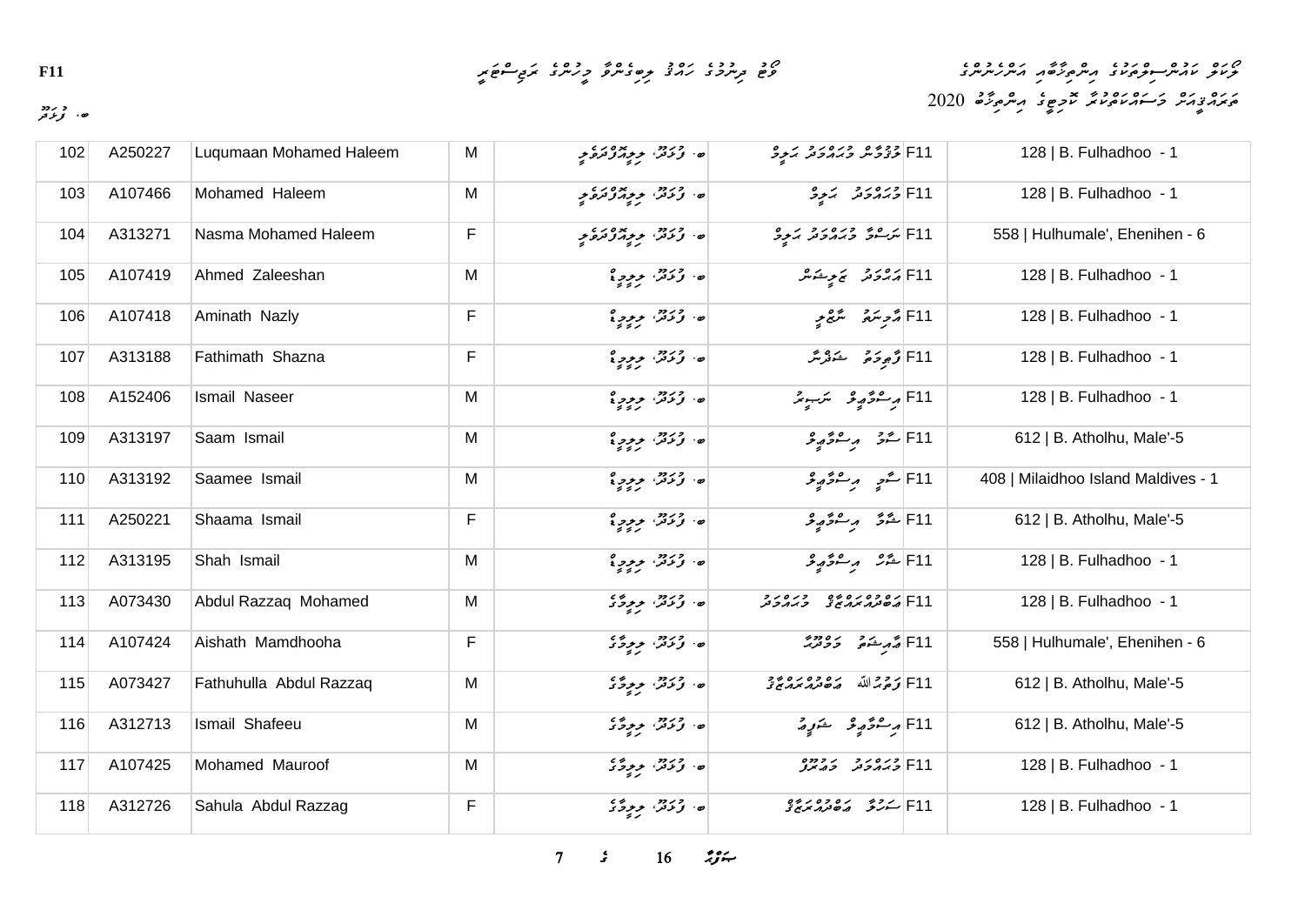| 102 | A250227 | Luqumaan Mohamed Haleem | M | ﻫ. ފުޅަދޫ، ވިލިމާފުށުގެ | F11 ލުޤުމާން މުހައްމަދު ހަލީމް | 128 \| B. Fulhadhoo - 1 |
|---|---|---|---|---|---|---|
| 103 | A107466 | Mohamed Haleem | M | ﻫ. ފުޅަދޫ، ވިލިމާފުށުގެ | F11 މުހައްމަދު ހަލީމް | 128 \| B. Fulhadhoo - 1 |
| 104 | A313271 | Nasma Mohamed Haleem | F | ﻫ. ފުޅަދޫ، ވިލިމާފުށުގެ | F11 ނަސްމާ މުހައްމަދު ހަލީމް | 558 \| Hulhumale', Ehenihen - 6 |
| 105 | A107419 | Ahmed Zaleeshan | M | ﻫ. ފުޅަދޫ، ލިލީޒް | F11 އަހްމަދު ޒަލީޝާން | 128 \| B. Fulhadhoo - 1 |
| 106 | A107418 | Aminath Nazly | F | ﻫ. ފުޅަދޫ، ލިލީޒް | F11 އާމިނަތު ނާޒްލީ | 128 \| B. Fulhadhoo - 1 |
| 107 | A313188 | Fathimath Shazna | F | ﻫ. ފުޅަދޫ، ލިލީޒް | F11 ފާތިމަތު ޝަޒްނާ | 128 \| B. Fulhadhoo - 1 |
| 108 | A152406 | Ismail Naseer | M | ﻫ. ފުޅަދޫ، ލިލީޒް | F11 އިސްމާޢީލް ނަސީރު | 128 \| B. Fulhadhoo - 1 |
| 109 | A313197 | Saam Ismail | M | ﻫ. ފުޅަދޫ، ލިލީޒް | F11 ސާމް އިސްމާޢީލް | 612 \| B. Atholhu, Male'-5 |
| 110 | A313192 | Saamee Ismail | M | ﻫ. ފުޅަދޫ، ލިލީޒް | F11 ސާމީ އިސްމާޢީލް | 408 \| Milaidhoo Island Maldives - 1 |
| 111 | A250221 | Shaama Ismail | F | ﻫ. ފުޅަދޫ، ލިލީޒް | F11 ޝާމާ އިސްމާޢީލް | 612 \| B. Atholhu, Male'-5 |
| 112 | A313195 | Shah Ismail | M | ﻫ. ފުޅަދޫ، ލިލީޒް | F11 ޝާހް އިސްމާޢީލް | 128 \| B. Fulhadhoo - 1 |
| 113 | A073430 | Abdul Razzaq Mohamed | M | ﻫ. ފުޅަދޫ، ލިލީމާގެ | F11 އަބްދުއްރައްޒާޤު މުހައްމަދު | 128 \| B. Fulhadhoo - 1 |
| 114 | A107424 | Aishath Mamdhooha | F | ﻫ. ފުޅަދޫ، ލިލީމާގެ | F11 އާއިޝަތު މަމްދޫޙާ | 558 \| Hulhumale', Ehenihen - 6 |
| 115 | A073427 | Fathuhulla Abdul Razzaq | M | ﻫ. ފުޅަދޫ، ލިލީމާގެ | F11 ފަތުޙުﷲ އަބްދުއްރައްޒާޤު | 612 \| B. Atholhu, Male'-5 |
| 116 | A312713 | Ismail Shafeeu | M | ﻫ. ފުޅަދޫ، ލިލީމާގެ | F11 އިސްމާޢީލް ޝަފީޢު | 612 \| B. Atholhu, Male'-5 |
| 117 | A107425 | Mohamed Mauroof | M | ﻫ. ފުޅަދޫ، ލިލީމާގެ | F11 މުހައްމަދު މައުރޫފު | 128 \| B. Fulhadhoo - 1 |
| 118 | A312726 | Sahula Abdul Razzag | F | ﻫ. ފުޅަދޫ، ލިލީމާގެ | F11 ސަހުލާ އަބްދުއްރައްޒާގު | 128 \| B. Fulhadhoo - 1 |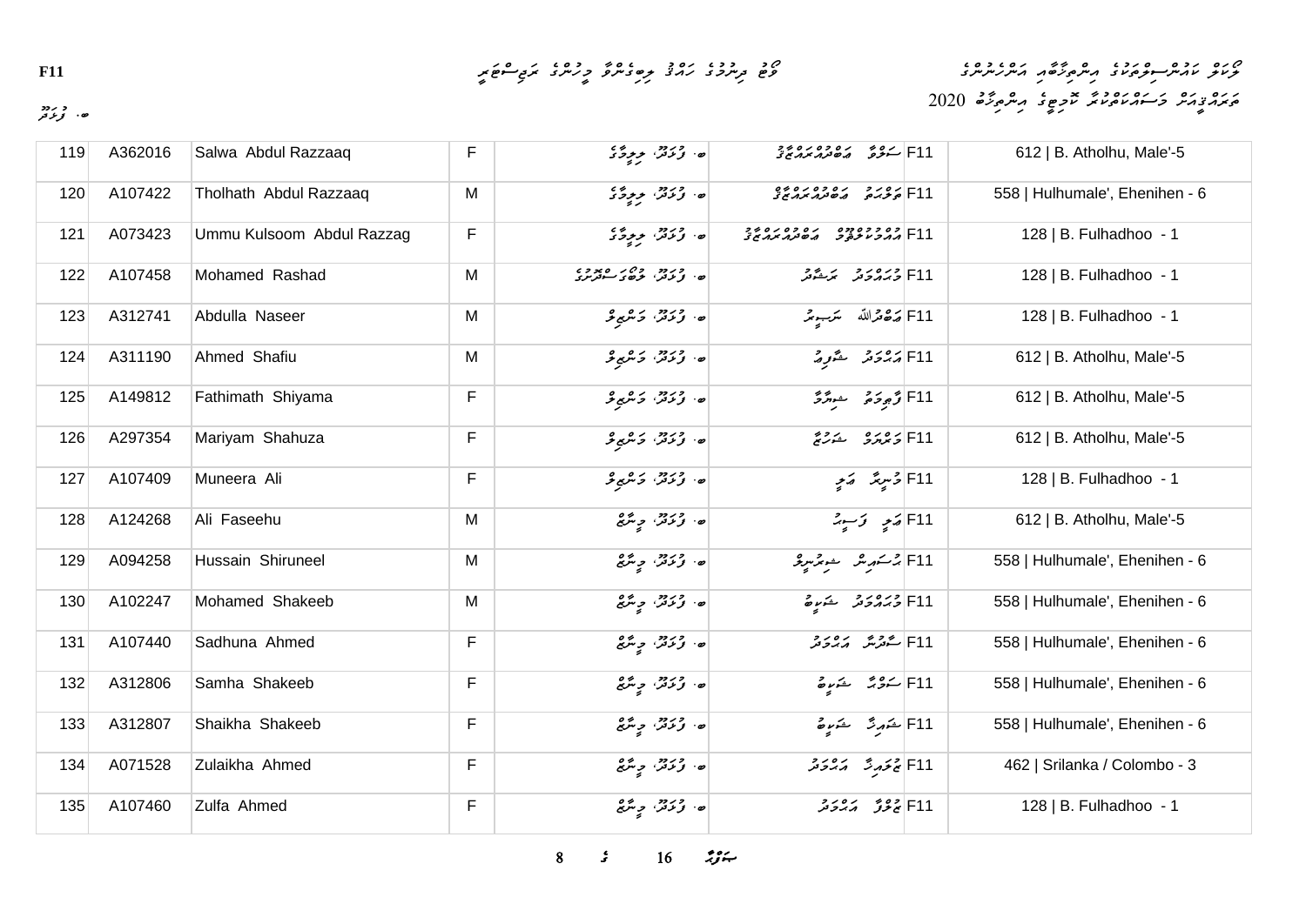| 119 | A362016 | Salwa Abdul Razzaaq | F | ޅ. ފުޅަދޫ، ވިލިމާގެ | ސަލްވާ އަބްދުލްރައްޒާޤު F11 | 612 \| B. Atholhu, Male'-5 |
|---|---|---|---|---|---|---|
| 120 | A107422 | Tholhath Abdul Razzaaq | M | ޅ. ފުޅަދޫ، ވިލިމާގެ | ޠަލްޙަތު އަބްދުލްރައްޒާޤު F11 | 558 \| Hulhumale', Ehenihen - 6 |
| 121 | A073423 | Ummu Kulsoom Abdul Razzag | F | ޅ. ފުޅަދޫ، ވިލިމާގެ | އުއްމު ކުލްސޫމް އަބްދުލްރައްޒާގު F11 | 128 \| B. Fulhadhoo - 1 |
| 122 | A107458 | Mohamed Rashad | M | ޅ. ފުޅަދޫ، ވީބީގެ ސްޓޯރުގެ | މުޙައްމަދު ރަޝާދު F11 | 128 \| B. Fulhadhoo - 1 |
| 123 | A312741 | Abdulla Naseer | M | ޅ. ފުޅަދޫ، ވަންނިވެ | އަބްދުﷲ ނަސީރު F11 | 128 \| B. Fulhadhoo - 1 |
| 124 | A311190 | Ahmed Shafiu | M | ޅ. ފުޅަދޫ، ވަންނިވެ | އަޙްމަދު ޝާފިޢު F11 | 612 \| B. Atholhu, Male'-5 |
| 125 | A149812 | Fathimath Shiyama | F | ޅ. ފުޅަދޫ، ވަންނިވެ | ފާތިމަތު ޝިޔާމާ F11 | 612 \| B. Atholhu, Male'-5 |
| 126 | A297354 | Mariyam Shahuza | F | ޅ. ފުޅަދޫ، ވަންނިވެ | މަރިޔަމް ޝަހުޒާ F11 | 612 \| B. Atholhu, Male'-5 |
| 127 | A107409 | Muneera Ali | F | ޅ. ފުޅަދޫ، ވަންނިވެ | މުނީރާ އަލި F11 | 128 \| B. Fulhadhoo - 1 |
| 128 | A124268 | Ali Faseehu | M | ޅ. ފުޅަދޫ، ވިނަރެ | އަލި ފަސީހު F11 | 612 \| B. Atholhu, Male'-5 |
| 129 | A094258 | Hussain Shiruneel | M | ޅ. ފުޅަދޫ، ވިނަރެ | ހުސައިން ޝިރުނީލް F11 | 558 \| Hulhumale', Ehenihen - 6 |
| 130 | A102247 | Mohamed Shakeeb | M | ޅ. ފުޅަދޫ، ވިނަރެ | މުޙައްމަދު ޝަކީބު F11 | 558 \| Hulhumale', Ehenihen - 6 |
| 131 | A107440 | Sadhuna Ahmed | F | ޅ. ފުޅަދޫ، ވިނަރެ | ސާދުނާ އަޙްމަދު F11 | 558 \| Hulhumale', Ehenihen - 6 |
| 132 | A312806 | Samha Shakeeb | F | ޅ. ފުޅަދޫ، ވިނަރެ | ސަމްހާ ޝަކީބު F11 | 558 \| Hulhumale', Ehenihen - 6 |
| 133 | A312807 | Shaikha Shakeeb | F | ޅ. ފުޅަދޫ، ވިނަރެ | ޝައިޚާ ޝަކީބު F11 | 558 \| Hulhumale', Ehenihen - 6 |
| 134 | A071528 | Zulaikha Ahmed | F | ޅ. ފުޅަދޫ، ވިނަރެ | ޒުލައިޚާ އަޙްމަދު F11 | 462 \| Srilanka / Colombo - 3 |
| 135 | A107460 | Zulfa Ahmed | F | ޅ. ފުޅަދޫ، ވިނަރެ | ޒުލްފާ އަޙްމަދު F11 | 128 \| B. Fulhadhoo - 1 |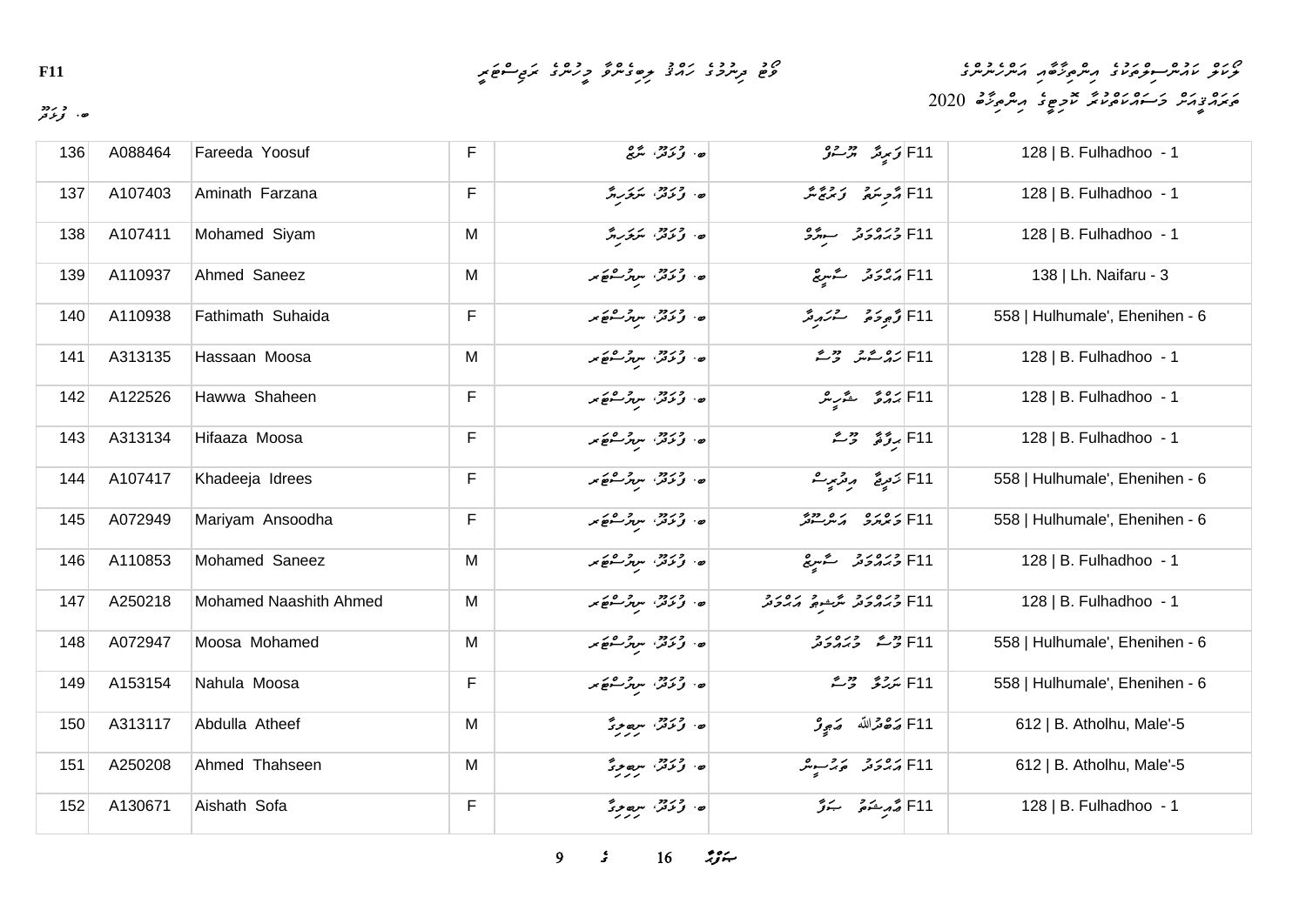| 136 | A088464 | Fareeda Yoosuf | F | ޅ. ފުޅަދޫ، ނޫރު | F11 ފަރީދާ ޔޫސުފު | 128 \| B. Fulhadhoo - 1 |
|---|---|---|---|---|---|---|
| 137 | A107403 | Aminath Farzana | F | ޅ. ފުޅަދޫ، ނަފަހިއާ | F11 އާމިނަތު ފަރުޒާނާ | 128 \| B. Fulhadhoo - 1 |
| 138 | A107411 | Mohamed Siyam | M | ޅ. ފުޅަދޫ، ނަފަހިއާ | F11 މުޙައްމަދު ސިޔާމް | 128 \| B. Fulhadhoo - 1 |
| 139 | A110937 | Ahmed Saneez | M | ޅ. ފުޅަދޫ، ނިޔާސްބަރ | F11 އަޙްމަދު ސަނީޒު | 138 \| Lh. Naifaru - 3 |
| 140 | A110938 | Fathimath Suhaida | F | ޅ. ފުޅަދޫ، ނިޔާސްބަރ | F11 ފާތިމަތު ސުހައިދާ | 558 \| Hulhumale', Ehenihen - 6 |
| 141 | A313135 | Hassaan Moosa | M | ޅ. ފުޅަދޫ، ނިޔާސްބަރ | F11 ހައްސާން މޫސާ | 128 \| B. Fulhadhoo - 1 |
| 142 | A122526 | Hawwa Shaheen | F | ޅ. ފުޅަދޫ، ނިޔާސްބަރ | F11 ހައްވާ ޝަހީން | 128 \| B. Fulhadhoo - 1 |
| 143 | A313134 | Hifaaza Moosa | F | ޅ. ފުޅަދޫ، ނިޔާސްބަރ | F11 ހިފާޒާ މޫސާ | 128 \| B. Fulhadhoo - 1 |
| 144 | A107417 | Khadeeja Idrees | F | ޅ. ފުޅަދޫ، ނިޔާސްބަރ | F11 ޚަދީޖާ އިދުރީސް | 558 \| Hulhumale', Ehenihen - 6 |
| 145 | A072949 | Mariyam Ansoodha | F | ޅ. ފުޅަދޫ، ނިޔާސްބަރ | F11 މަރިޔަމް އަންސޫދާ | 558 \| Hulhumale', Ehenihen - 6 |
| 146 | A110853 | Mohamed Saneez | M | ޅ. ފުޅަދޫ، ނިޔާސްބަރ | F11 މުޙައްމަދު ސަނީޒު | 128 \| B. Fulhadhoo - 1 |
| 147 | A250218 | Mohamed Naashith Ahmed | M | ޅ. ފުޅަދޫ، ނިޔާސްބަރ | F11 މުޙައްމަދު ނާޝިތު އަޙްމަދު | 128 \| B. Fulhadhoo - 1 |
| 148 | A072947 | Moosa Mohamed | M | ޅ. ފުޅަދޫ، ނިޔާސްބަރ | F11 މޫސާ މުޙައްމަދު | 558 \| Hulhumale', Ehenihen - 6 |
| 149 | A153154 | Nahula Moosa | F | ޅ. ފުޅަދޫ، ނިޔާސްބަރ | F11 ނަހުލާ މޫސާ | 558 \| Hulhumale', Ehenihen - 6 |
| 150 | A313117 | Abdulla Atheef | M | ޅ. ފުޅަދޫ، ނިއުވިލާ | F11 އަބްދުﷲ އަތީފު | 612 \| B. Atholhu, Male'-5 |
| 151 | A250208 | Ahmed Thahseen | M | ޅ. ފުޅަދޫ، ނިއުވިލާ | F11 އަޙްމަދު ތަޙްސީން | 612 \| B. Atholhu, Male'-5 |
| 152 | A130671 | Aishath Sofa | F | ޅ. ފުޅަދޫ، ނިއުވިލާ | F11 އާއިޝަތު ސޮފާ | 128 \| B. Fulhadhoo - 1 |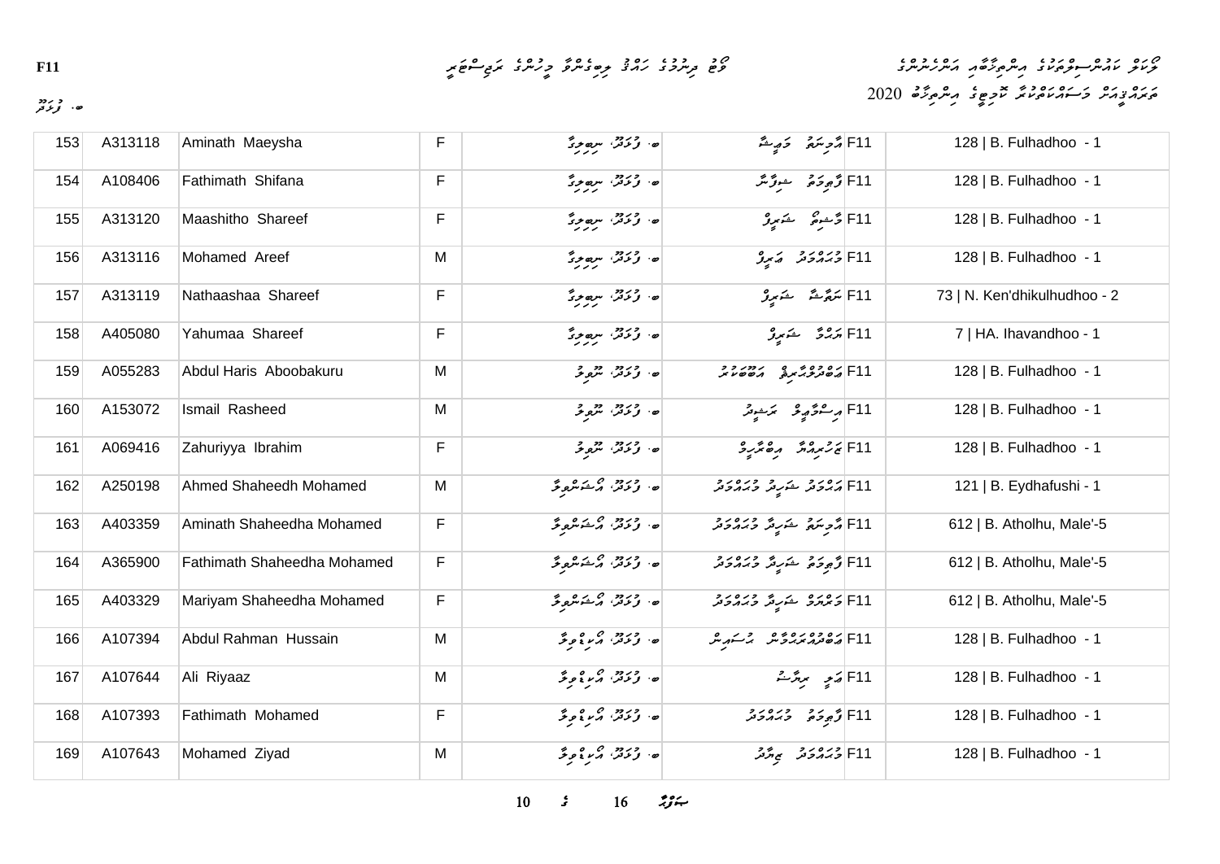| 153 | A313118 | Aminath Maeysha | F | ޅ. ފުޅަދޫ، ނިތުލިގާ | އާމިނަތު މައީޝާ F11 | 128 \| B. Fulhadhoo - 1 |
|---|---|---|---|---|---|---|
| 154 | A108406 | Fathimath Shifana | F | ޅ. ފުޅަދޫ، ނިތުލިގާ | ފާތިމަތު ޝިފާނާ F11 | 128 \| B. Fulhadhoo - 1 |
| 155 | A313120 | Maashitho Shareef | F | ޅ. ފުޅަދޫ، ނިތުލިގާ | މާޝިތާ ޝަރީފު F11 | 128 \| B. Fulhadhoo - 1 |
| 156 | A313116 | Mohamed Areef | M | ޅ. ފުޅަދޫ، ނިތުލިގާ | މުހައްމަދު އަރީފު F11 | 128 \| B. Fulhadhoo - 1 |
| 157 | A313119 | Nathaashaa Shareef | F | ޅ. ފުޅަދޫ، ނިތުލިގާ | ނަތާޝާ ޝަރީފު F11 | 73 \| N. Ken'dhikulhudhoo - 2 |
| 158 | A405080 | Yahumaa Shareef | F | ޅ. ފުޅަދޫ، ނިތުލިގާ | ޔަހުމާ ޝަރީފު F11 | 7 \| HA. Ihavandhoo - 1 |
| 159 | A055283 | Abdul Haris Aboobakuru | M | ޅ. ފުޅަދޫ، ނޫރުލް | އަބްދުލްހާރިސް އަބޫބަކުރު F11 | 128 \| B. Fulhadhoo - 1 |
| 160 | A153072 | Ismail Rasheed | M | ޅ. ފުޅަދޫ، ނޫރުލް | އިސްމާއީލް ރަޝީދު F11 | 128 \| B. Fulhadhoo - 1 |
| 161 | A069416 | Zahuriyya Ibrahim | F | ޅ. ފުޅަދޫ، ނޫރުލް | ޒަހުރިއްޔާ އިބްރާހީމް F11 | 128 \| B. Fulhadhoo - 1 |
| 162 | A250198 | Ahmed Shaheedh Mohamed | M | ޅ. ފުޅަދޫ، އުޝަންޏާ | އަހްމަދު ޝަހީދު މުހައްމަދު F11 | 121 \| B. Eydhafushi - 1 |
| 163 | A403359 | Aminath Shaheedha Mohamed | F | ޅ. ފުޅަދޫ، އުޝަންޏާ | އާމިނަތު ޝަހީދާ މުހައްމަދު F11 | 612 \| B. Atholhu, Male'-5 |
| 164 | A365900 | Fathimath Shaheedha Mohamed | F | ޅ. ފުޅަދޫ، އުޝަންޏާ | ފާތިމަތު ޝަހީދާ މުހައްމަދު F11 | 612 \| B. Atholhu, Male'-5 |
| 165 | A403329 | Mariyam Shaheedha Mohamed | F | ޅ. ފުޅަދޫ، އުޝަންޏާ | މަރިޔަމް ޝަހީދާ މުހައްމަދު F11 | 612 \| B. Atholhu, Male'-5 |
| 166 | A107394 | Abdul Rahman Hussain | M | ޅ. ފުޅަދޫ، އާރިޔާވިލާ | އަބްދުއްރަޙްމާން ހުސައިން F11 | 128 \| B. Fulhadhoo - 1 |
| 167 | A107644 | Ali Riyaaz | M | ޅ. ފުޅަދޫ، އާރިޔާވިލާ | އަލި ރިޔާޒް F11 | 128 \| B. Fulhadhoo - 1 |
| 168 | A107393 | Fathimath Mohamed | F | ޅ. ފުޅަދޫ، އާރިޔާވިލާ | ފާތިމަތު މުހައްމަދު F11 | 128 \| B. Fulhadhoo - 1 |
| 169 | A107643 | Mohamed Ziyad | M | ޅ. ފުޅަދޫ، އާރިޔާވިލާ | މުހައްމަދު ޒިޔާދު F11 | 128 \| B. Fulhadhoo - 1 |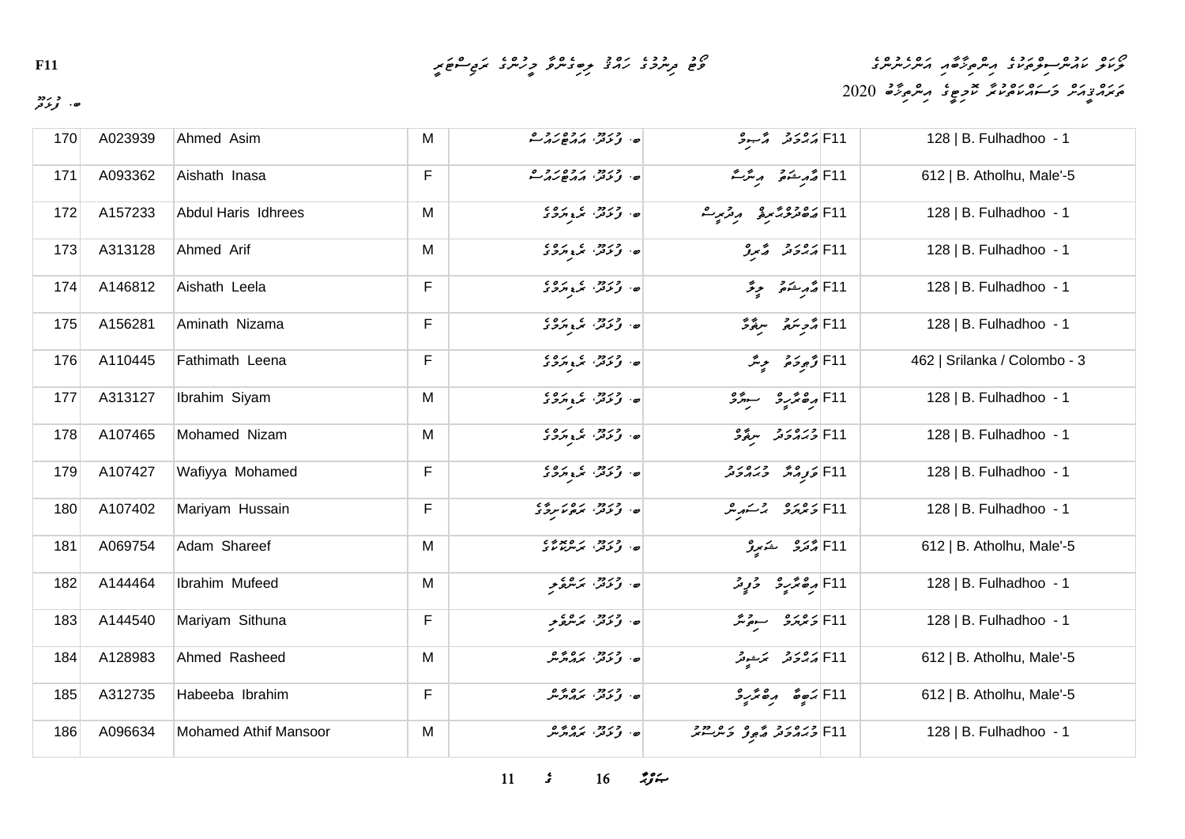| 170 | A023939 | Ahmed Asim | M | ھ. ފުޅަދޫ، އައުޓްޑޯރސް | F11 އަހުމަދު އާސިމް | 128 \| B. Fulhadhoo - 1 |
|---|---|---|---|---|---|---|
| 171 | A093362 | Aishath Inasa | F | ھ. ފުޅަދޫ، އައުޓްޑޯރސް | F11 އާއިޝަތު އިނާސާ | 612 \| B. Atholhu, Male'-5 |
| 172 | A157233 | Abdul Haris Idhrees | M | ޅ. ފުޅަދޫ، ރެޑްރޯޒް | F11 އަބްދުލްހާރިސް އިދްރީސް | 128 \| B. Fulhadhoo - 1 |
| 173 | A313128 | Ahmed Arif | M | ޅ. ފުޅަދޫ، ރެޑްރޯޒް | F11 އަހުމަދު އާރިފް | 128 \| B. Fulhadhoo - 1 |
| 174 | A146812 | Aishath Leela | F | ޅ. ފުޅަދޫ، ރެޑްރޯޒް | F11 އާއިޝަތު ލީލާ | 128 \| B. Fulhadhoo - 1 |
| 175 | A156281 | Aminath Nizama | F | ޅ. ފުޅަދޫ، ރެޑްރޯޒް | F11 އާމިނަތު ނިޒާމާ | 128 \| B. Fulhadhoo - 1 |
| 176 | A110445 | Fathimath Leena | F | ޅ. ފުޅަދޫ، ރެޑްރޯޒް | F11 ފާތިމަތު ލީނާ | 462 \| Srilanka / Colombo - 3 |
| 177 | A313127 | Ibrahim Siyam | M | ޅ. ފުޅަދޫ، ރެޑްރޯޒް | F11 އިބްރާހީމް ސިޔާމް | 128 \| B. Fulhadhoo - 1 |
| 178 | A107465 | Mohamed Nizam | M | ޅ. ފުޅަދޫ، ރެޑްރޯޒް | F11 މުހައްމަދު ނިޒާމް | 128 \| B. Fulhadhoo - 1 |
| 179 | A107427 | Wafiyya Mohamed | F | ޅ. ފުޅަދޫ، ރެޑްރޯޒް | F11 ވަފިއްޔާ މުހައްމަދު | 128 \| B. Fulhadhoo - 1 |
| 180 | A107402 | Mariyam Hussain | F | ޅ. ފުޅަދޫ، ރޯޒްމަރީގޯ | F11 މަރިޔަމް ހުސައިން | 128 \| B. Fulhadhoo - 1 |
| 181 | A069754 | Adam Shareef | M | ޅ. ފުޅަދޫ، ރަންނަމާރީ | F11 އާދަމް ޝަރީފް | 612 \| B. Atholhu, Male'-5 |
| 182 | A144464 | Ibrahim Mufeed | M | ޅ. ފުޅަދޫ، ރަންވެލި | F11 އިބްރާހީމް މުފީދު | 128 \| B. Fulhadhoo - 1 |
| 183 | A144540 | Mariyam Sithuna | F | ޅ. ފުޅަދޫ، ރަންވެލި | F11 މަރިޔަމް ސިތުނާ | 128 \| B. Fulhadhoo - 1 |
| 184 | A128983 | Ahmed Rasheed | M | ޅ. ފުޅަދޫ، ރައްޔިތު | F11 އަހުމަދު ރަޝީދު | 612 \| B. Atholhu, Male'-5 |
| 185 | A312735 | Habeeba Ibrahim | F | ޅ. ފުޅަދޫ، ރައްޔިތު | F11 ހަބީބާ އިބްރާހީމް | 612 \| B. Atholhu, Male'-5 |
| 186 | A096634 | Mohamed Athif Mansoor | M | ޅ. ފުޅަދޫ، ރައްޔިތު | F11 މުހައްމަދު އާތިފް މަންސޫރު | 128 \| B. Fulhadhoo - 1 |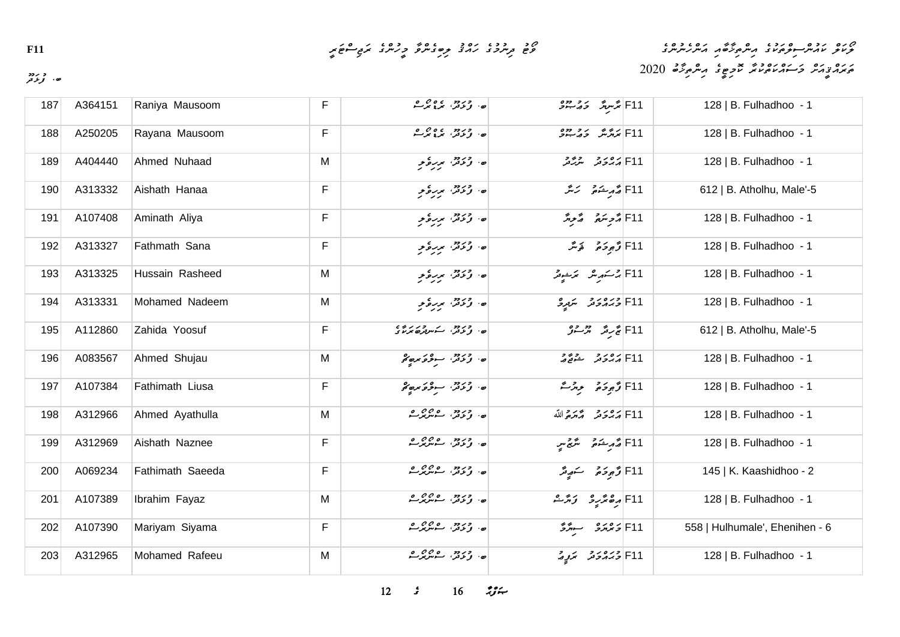| 187 | A364151 | Raniya Mausoom | F | ބ. ފުޅަދޫ، ރޭގެރެސް | F11 ރާނިޔާ މައުސޫމް | 128 \| B. Fulhadhoo - 1 |
|---|---|---|---|---|---|---|
| 188 | A250205 | Rayana Mausoom | F | ބ. ފުޅަދޫ، ރޭގެރެސް | F11 ރަޔާނާ މައުސޫމް | 128 \| B. Fulhadhoo - 1 |
| 189 | A404440 | Ahmed Nuhaad | M | ބ. ފުޅަދޫ، ނިރިވާލި | F11 އަޙްމަދު ނުހާދު | 128 \| B. Fulhadhoo - 1 |
| 190 | A313332 | Aishath Hanaa | F | ބ. ފުޅަދޫ، ނިރިވާލި | F11 އާއިށަތު ހަނާ | 612 \| B. Atholhu, Male'-5 |
| 191 | A107408 | Aminath Aliya | F | ބ. ފުޅަދޫ، ނިރިވާލި | F11 އާމިނަތު އާލިޔާ | 128 \| B. Fulhadhoo - 1 |
| 192 | A313327 | Fathmath Sana | F | ބ. ފުޅަދޫ، ނިރިވާލި | F11 ފާތިމަތު ޝަނާ | 128 \| B. Fulhadhoo - 1 |
| 193 | A313325 | Hussain Rasheed | M | ބ. ފުޅަދޫ، ނިރިވާލި | F11 ހުސައިން ރަޝީދު | 128 \| B. Fulhadhoo - 1 |
| 194 | A313331 | Mohamed Nadeem | M | ބ. ފުޅަދޫ، ނިރިވާލި | F11 މުހައްމަދު ނަދީމް | 128 \| B. Fulhadhoo - 1 |
| 195 | A112860 | Zahida Yoosuf | F | ބ. ފުޅަދޫ، ސަނީރޯޒްގަނޑުގެ | F11 ޒާހިދާ ޔޫސުފް | 612 \| B. Atholhu, Male'-5 |
| 196 | A083567 | Ahmed Shujau | M | ބ. ފުޅަދޫ، ސިލްވަރނައިޓް | F11 އަޙްމަދު ޝުޖާއު | 128 \| B. Fulhadhoo - 1 |
| 197 | A107384 | Fathimath Liusa | F | ބ. ފުޅަދޫ، ސިލްވަރނައިޓް | F11 ފާތިމަތު ލިއުސާ | 128 \| B. Fulhadhoo - 1 |
| 198 | A312966 | Ahmed Ayathulla | M | ބ. ފުޅަދޫ، ސަންރޭސް | F11 އަޙްމަދު އާޔަތުﷲ | 128 \| B. Fulhadhoo - 1 |
| 199 | A312969 | Aishath Naznee | F | ބ. ފުޅަދޫ، ސަންރޭސް | F11 އާއިށަތު ނާޒްނީ | 128 \| B. Fulhadhoo - 1 |
| 200 | A069234 | Fathimath Saeeda | F | ބ. ފުޅަދޫ، ސަންރޭސް | F11 ފާތިމަތު ސައީދާ | 145 \| K. Kaashidhoo - 2 |
| 201 | A107389 | Ibrahim Fayaz | M | ބ. ފުޅަދޫ، ސަންރޭސް | F11 އިބްރާހީމް ފަޔާޒް | 128 \| B. Fulhadhoo - 1 |
| 202 | A107390 | Mariyam Siyama | F | ބ. ފުޅަދޫ، ސަންރޭސް | F11 މަރިޔަމް ސިޔާމާ | 558 \| Hulhumale', Ehenihen - 6 |
| 203 | A312965 | Mohamed Rafeeu | M | ބ. ފުޅަދޫ، ސަންރޭސް | F11 މުހައްމަދު ރަފީއު | 128 \| B. Fulhadhoo - 1 |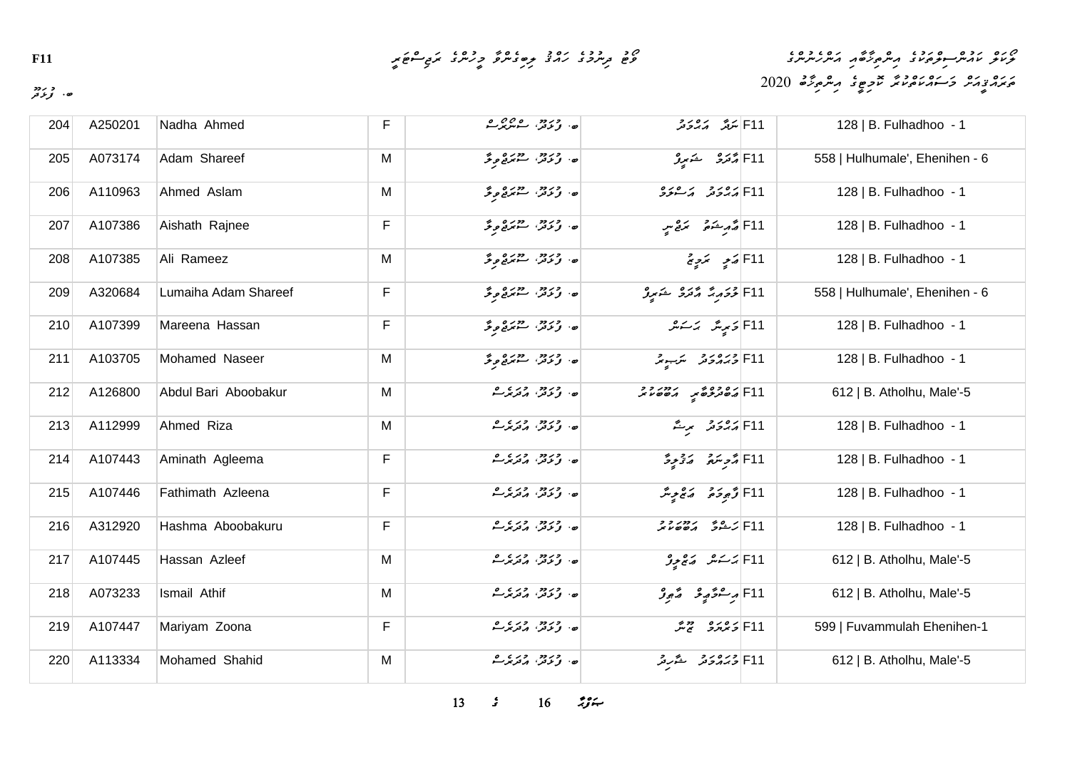| 204 | A250201 | Nadha Ahmed | F | ޅ. ފުޅަދޫ، ސުންރޭސް | F11 ނަދާ އަހުމަދު | 128 \| B. Fulhadhoo - 1 |
|---|---|---|---|---|---|---|
| 205 | A073174 | Adam Shareef | M | ޅ. ފުޅަދޫ، ސޫރަޖްވިލާ | F11 އާދަމް ޝަރީފް | 558 \| Hulhumale', Ehenihen - 6 |
| 206 | A110963 | Ahmed Aslam | M | ޅ. ފުޅަދޫ، ސޫރަޖްވިލާ | F11 އަހުމަދު އަސްލަމް | 128 \| B. Fulhadhoo - 1 |
| 207 | A107386 | Aishath Rajnee | F | ޅ. ފުޅަދޫ، ސޫރަޖްވިލާ | F11 އާއިޝަތު ރަޖްނީ | 128 \| B. Fulhadhoo - 1 |
| 208 | A107385 | Ali Rameez | M | ޅ. ފުޅަދޫ، ސޫރަޖްވިލާ | F11 އަލި ރަމީޒު | 128 \| B. Fulhadhoo - 1 |
| 209 | A320684 | Lumaiha Adam Shareef | F | ޅ. ފުޅަދޫ، ސޫރަޖްވިލާ | F11 ލުމައިހާ އާދަމް ޝަރީފް | 558 \| Hulhumale', Ehenihen - 6 |
| 210 | A107399 | Mareena Hassan | F | ޅ. ފުޅަދޫ، ސޫރަޖްވިލާ | F11 މަރީނާ ހަސަން | 128 \| B. Fulhadhoo - 1 |
| 211 | A103705 | Mohamed Naseer | M | ޅ. ފުޅަދޫ، ސޫރަޖްވިލާ | F11 މުހައްމަދު ނަސީރު | 128 \| B. Fulhadhoo - 1 |
| 212 | A126800 | Abdul Bari Aboobakur | M | ޅ. ފުޅަދޫ، އުދަރެސް | F11 އަބްދުލްބާރީ އަބޫބަކުރު | 612 \| B. Atholhu, Male'-5 |
| 213 | A112999 | Ahmed Riza | M | ޅ. ފުޅަދޫ، އުދަރެސް | F11 އަހުމަދު ރިޟާ | 128 \| B. Fulhadhoo - 1 |
| 214 | A107443 | Aminath Agleema | F | ޅ. ފުޅަދޫ، އުދަރެސް | F11 އާމިނަތު އަގްލީމާ | 128 \| B. Fulhadhoo - 1 |
| 215 | A107446 | Fathimath Azleena | F | ޅ. ފުޅަދޫ، އުދަރެސް | F11 ފާތިމަތު އަޒްލީނާ | 128 \| B. Fulhadhoo - 1 |
| 216 | A312920 | Hashma Aboobakuru | F | ޅ. ފުޅަދޫ، އުދަރެސް | F11 ހަޝްމާ އަބޫބަކުރު | 128 \| B. Fulhadhoo - 1 |
| 217 | A107445 | Hassan Azleef | M | ޅ. ފުޅަދޫ، އުދަރެސް | F11 ހަސަން އަޒްލީފް | 612 \| B. Atholhu, Male'-5 |
| 218 | A073233 | Ismail Athif | M | ޅ. ފުޅަދޫ، އުދަރެސް | F11 އިސްމާޢީލް އާތިފް | 612 \| B. Atholhu, Male'-5 |
| 219 | A107447 | Mariyam Zoona | F | ޅ. ފުޅަދޫ، އުދަރެސް | F11 މަރިޔަމް ޒޫނާ | 599 \| Fuvammulah Ehenihen-1 |
| 220 | A113334 | Mohamed Shahid | M | ޅ. ފުޅަދޫ، އުދަރެސް | F11 މުހައްމަދު ޝާހިދު | 612 \| B. Atholhu, Male'-5 |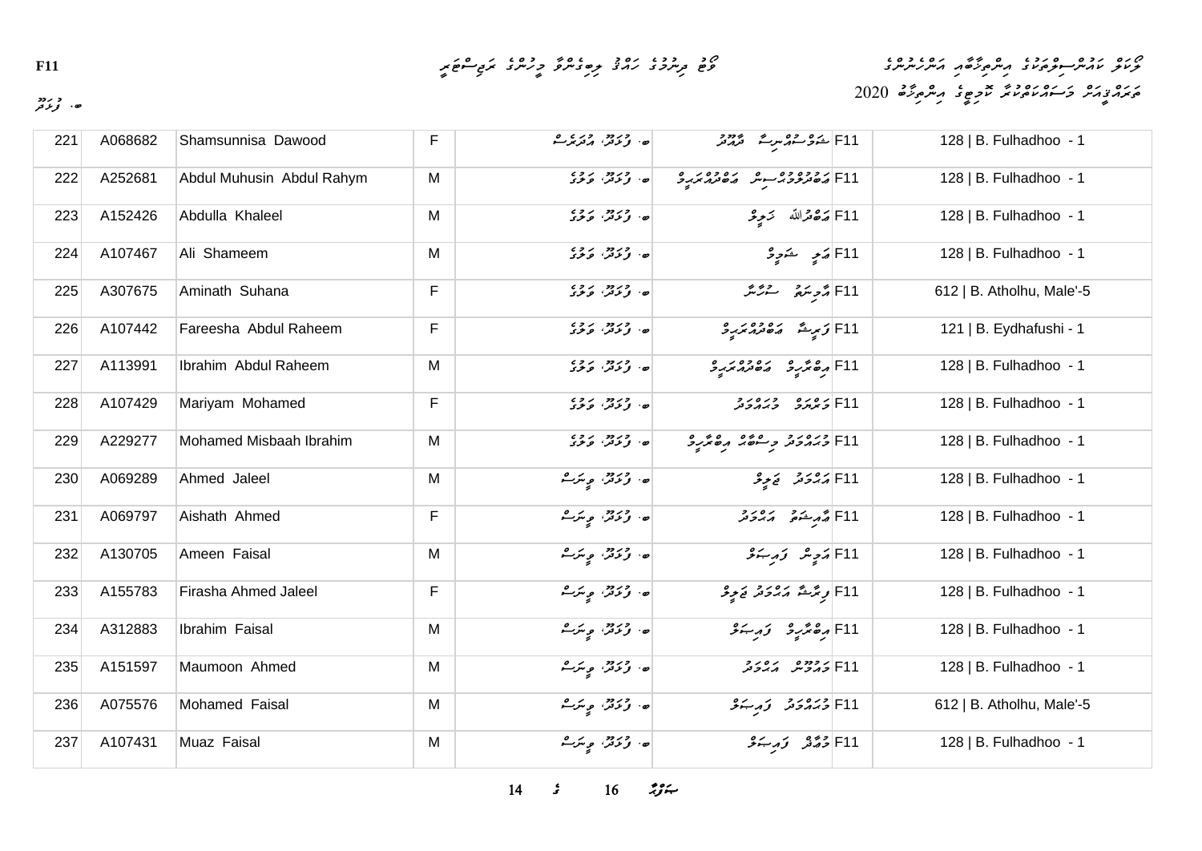| 221 | A068682 | Shamsunnisa Dawood | F | ބ. ފުޅަދޫ، އުދަރަސް | F11 ޝަމްސުންނިސާ ދާއޫދު | 128 \| B. Fulhadhoo - 1 |
|---|---|---|---|---|---|---|
| 222 | A252681 | Abdul Muhusin Abdul Rahym | M | ބ. ފުޅަދޫ، ޖަވާހިރު | F11 އަބްދުލްމުހުސިން އަބްދުއްރަހީމް | 128 \| B. Fulhadhoo - 1 |
| 223 | A152426 | Abdulla Khaleel | M | ބ. ފުޅަދޫ، ޖަވާހިރު | F11 އަބްދުﷲ ޚަލީލް | 128 \| B. Fulhadhoo - 1 |
| 224 | A107467 | Ali Shameem | M | ބ. ފުޅަދޫ، ޖަވާހިރު | F11 އަލި ޝަމީމް | 128 \| B. Fulhadhoo - 1 |
| 225 | A307675 | Aminath Suhana | F | ބ. ފުޅަދޫ، ޖަވާހިރު | F11 އާމިނަތު ސުހާނާ | 612 \| B. Atholhu, Male'-5 |
| 226 | A107442 | Fareesha Abdul Raheem | F | ބ. ފުޅަދޫ، ޖަވާހިރު | F11 ފަރީޝާ އަބްދުއްރަހީމް | 121 \| B. Eydhafushi - 1 |
| 227 | A113991 | Ibrahim Abdul Raheem | M | ބ. ފުޅަދޫ، ޖަވާހިރު | F11 އިބްރާހީމް އަބްދުއްރަހީމް | 128 \| B. Fulhadhoo - 1 |
| 228 | A107429 | Mariyam Mohamed | F | ބ. ފުޅަދޫ، ޖަވާހިރު | F11 މަރިޔަމް މުހައްމަދު | 128 \| B. Fulhadhoo - 1 |
| 229 | A229277 | Mohamed Misbaah Ibrahim | M | ބ. ފުޅަދޫ، ޖަވާހިރު | F11 މުހައްމަދު މިސްބާހް އިބްރާހީމް | 128 \| B. Fulhadhoo - 1 |
| 230 | A069289 | Ahmed Jaleel | M | ބ. ފުޅަދޫ، ފިނިފެން | F11 އަހްމަދު ޖަލީލް | 128 \| B. Fulhadhoo - 1 |
| 231 | A069797 | Aishath Ahmed | F | ބ. ފުޅަދޫ، ފިނިފެން | F11 އާއިޝަތު އަހްމަދު | 128 \| B. Fulhadhoo - 1 |
| 232 | A130705 | Ameen Faisal | M | ބ. ފުޅަދޫ، ފިނިފެން | F11 އަމީން ފައިސަލް | 128 \| B. Fulhadhoo - 1 |
| 233 | A155783 | Firasha Ahmed Jaleel | F | ބ. ފުޅަދޫ، ފިނިފެން | F11 ފިރާޝާ އަހްމަދު ޖަލީލް | 128 \| B. Fulhadhoo - 1 |
| 234 | A312883 | Ibrahim Faisal | M | ބ. ފުޅަދޫ، ފިނިފެން | F11 އިބްރާހީމް ފައިސަލް | 128 \| B. Fulhadhoo - 1 |
| 235 | A151597 | Maumoon Ahmed | M | ބ. ފުޅަދޫ، ފިނިފެން | F11 މައުމޫން އަހްމަދު | 128 \| B. Fulhadhoo - 1 |
| 236 | A075576 | Mohamed Faisal | M | ބ. ފުޅަދޫ، ފިނިފެން | F11 މުހައްމަދު ފައިސަލް | 612 \| B. Atholhu, Male'-5 |
| 237 | A107431 | Muaz Faisal | M | ބ. ފުޅަދޫ، ފިނިފެން | F11 މުޢާޛު ފައިސަލް | 128 \| B. Fulhadhoo - 1 |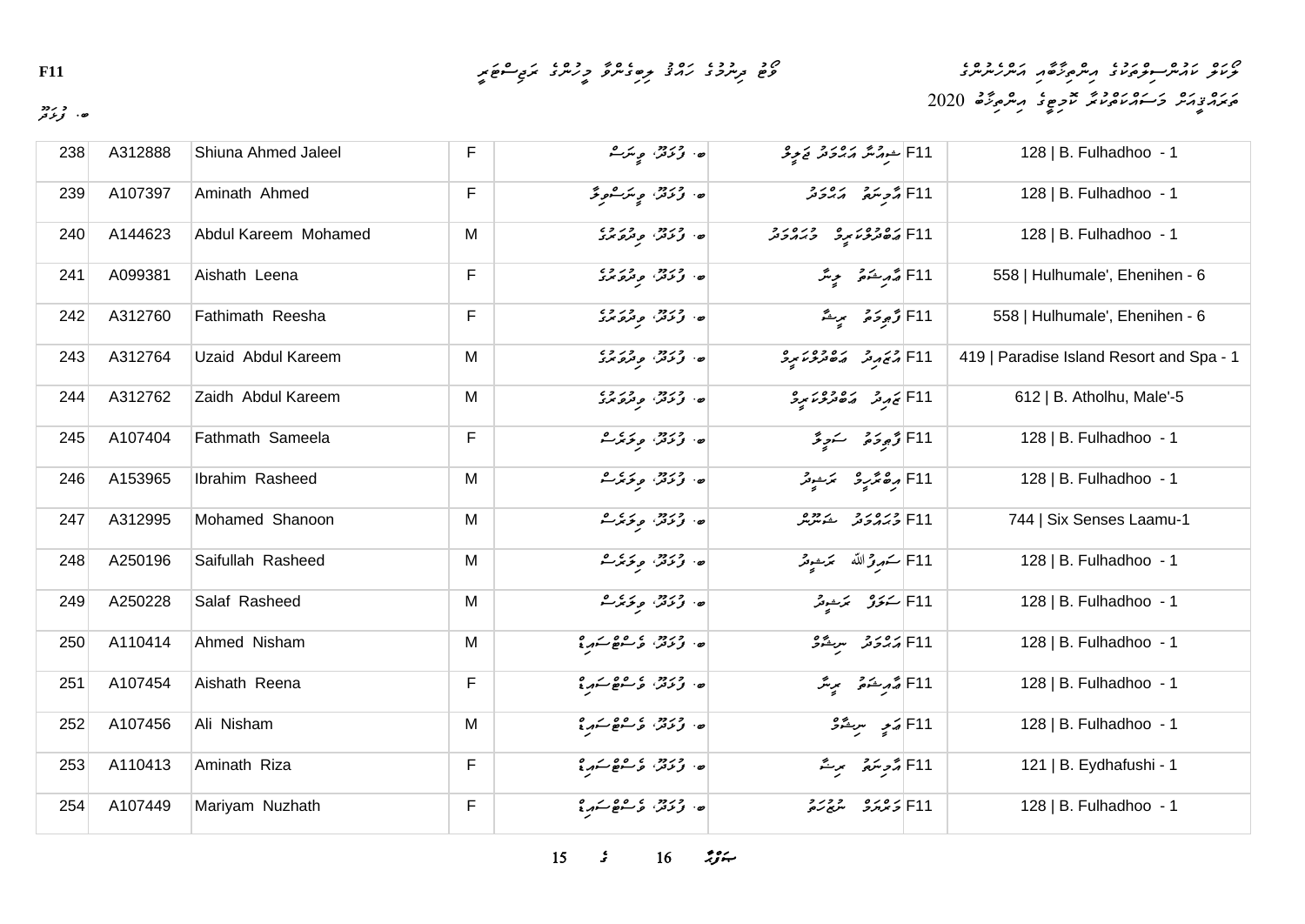| 238 | A312888 | Shiuna Ahmed Jaleel | F | ބ. ފުޅަދޫ، ވިނަސް | F11 ޝިއުނާ އަޙްމަދު ޖަލީލް | 128 \| B. Fulhadhoo - 1 |
|---|---|---|---|---|---|---|
| 239 | A107397 | Aminath Ahmed | F | ބ. ފުޅަދޫ، ވިނަސްވިލާ | F11 އާމިނަތު އަޙްމަދު | 128 \| B. Fulhadhoo - 1 |
| 240 | A144623 | Abdul Kareem Mohamed | M | ބ. ފުޅަދޫ، ވިދުވަރުގެ | F11 އަބްދުލްކަރީމް މުޙައްމަދު | 128 \| B. Fulhadhoo - 1 |
| 241 | A099381 | Aishath Leena | F | ބ. ފުޅަދޫ، ވިދުވަރުގެ | F11 އާއިޝަތު ލީނާ | 558 \| Hulhumale', Ehenihen - 6 |
| 242 | A312760 | Fathimath Reesha | F | ބ. ފުޅަދޫ، ވިދުވަރުގެ | F11 ފާތިމަތު ރީޝާ | 558 \| Hulhumale', Ehenihen - 6 |
| 243 | A312764 | Uzaid Abdul Kareem | M | ބ. ފުޅަދޫ، ވިދުވަރުގެ | F11 އުޒައިދު އަބްދުލްކަރީމް | 419 \| Paradise Island Resort and Spa - 1 |
| 244 | A312762 | Zaidh Abdul Kareem | M | ބ. ފުޅަދޫ، ވިދުވަރުގެ | F11 ޒައިދު އަބްދުލްކަރީމް | 612 \| B. Atholhu, Male'-5 |
| 245 | A107404 | Fathmath Sameela | F | ބ. ފުޅަދޫ، ވިލަރެސް | F11 ފާތިމަތު ސަމީލާ | 128 \| B. Fulhadhoo - 1 |
| 246 | A153965 | Ibrahim Rasheed | M | ބ. ފުޅަދޫ، ވިލަރެސް | F11 އިބްރާހީމް ރަޝީދު | 128 \| B. Fulhadhoo - 1 |
| 247 | A312995 | Mohamed Shanoon | M | ބ. ފުޅަދޫ، ވިލަރެސް | F11 މުޙައްމަދު ޝަނޫން | 744 \| Six Senses Laamu-1 |
| 248 | A250196 | Saifullah Rasheed | M | ބ. ފުޅަދޫ، ވިލަރެސް | F11 ސައިފުﷲ ރަޝީދު | 128 \| B. Fulhadhoo - 1 |
| 249 | A250228 | Salaf Rasheed | M | ބ. ފުޅަދޫ، ވިލަރެސް | F11 ސަލަފް ރަޝީދު | 128 \| B. Fulhadhoo - 1 |
| 250 | A110414 | Ahmed Nisham | M | ބ. ފުޅަދޫ، ވެސްޓްސައިޑް | F11 އަޙްމަދު ނިޝާމް | 128 \| B. Fulhadhoo - 1 |
| 251 | A107454 | Aishath Reena | F | ބ. ފުޅަދޫ، ވެސްޓްސައިޑް | F11 އާއިޝަތު ރީނާ | 128 \| B. Fulhadhoo - 1 |
| 252 | A107456 | Ali Nisham | M | ބ. ފުޅަދޫ، ވެސްޓްސައިޑް | F11 އަލި ނިޝާމް | 128 \| B. Fulhadhoo - 1 |
| 253 | A110413 | Aminath Riza | F | ބ. ފުޅަދޫ، ވެސްޓްސައިޑް | F11 އާމިނަތު ރިޒާ | 121 \| B. Eydhafushi - 1 |
| 254 | A107449 | Mariyam Nuzhath | F | ބ. ފުޅަދޫ، ވެސްޓްސައިޑް | F11 މަރިޔަމް ނުޒުހަތު | 128 \| B. Fulhadhoo - 1 |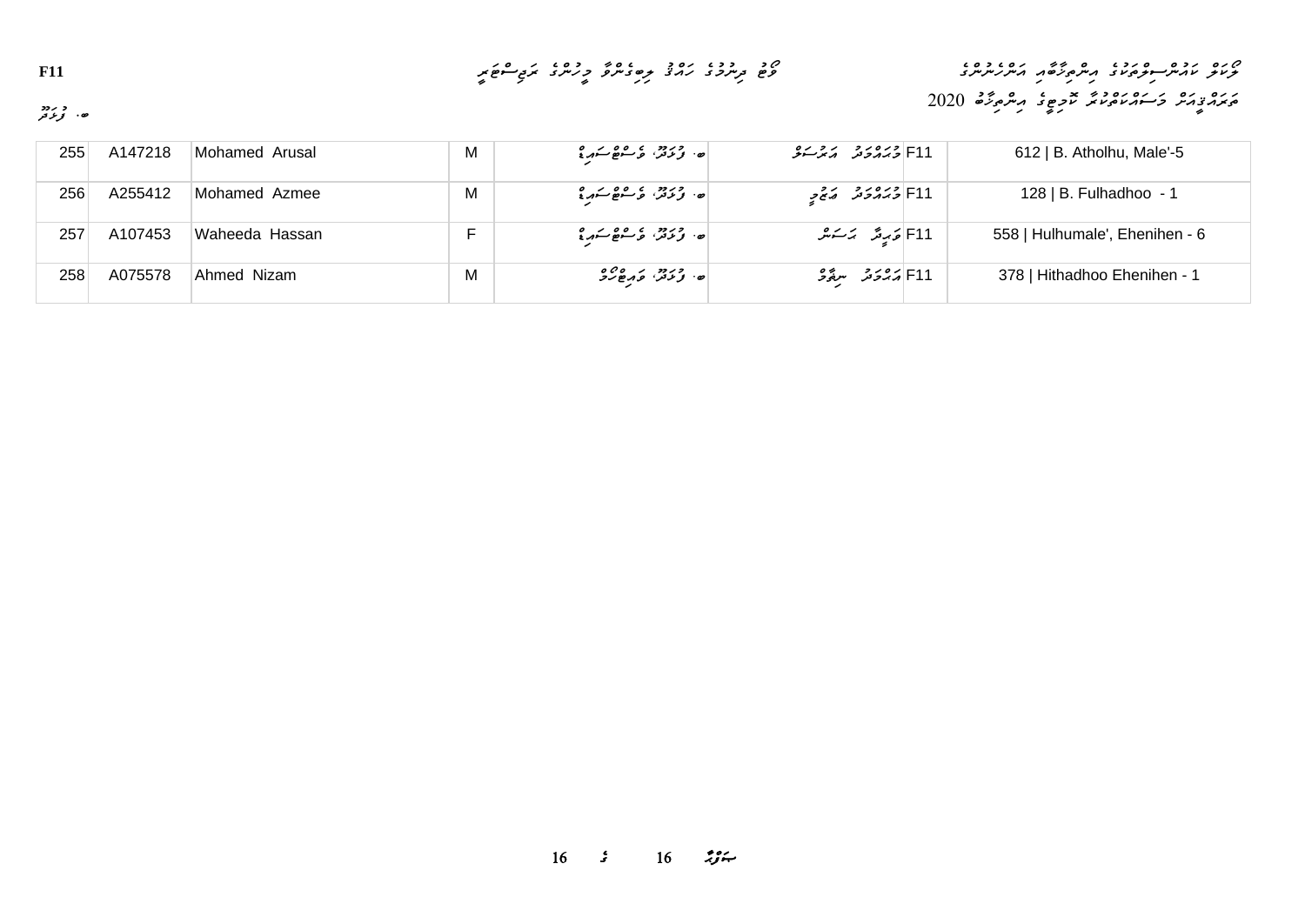| | | | | | | |
|---|---|---|---|---|---|---|
| 255 | A147218 | Mohamed Arusal | M | ބ. ފުޅަދޫ، ވަސްތުބަހާރު | F11 މުހައްމަދު އަރުސަލް | 612 \| B. Atholhu, Male'-5 |
| 256 | A255412 | Mohamed Azmee | M | ބ. ފުޅަދޫ، ވަސްތުބަހާރު | F11 މުހައްމަދު އަޒުމީ | 128 \| B. Fulhadhoo - 1 |
| 257 | A107453 | Waheeda Hassan | F | ބ. ފުޅަދޫ، ވަސްތުބަހާރު | F11 ވަހީދާ ހަސަން | 558 \| Hulhumale', Ehenihen - 6 |
| 258 | A075578 | Ahmed Nizam | M | ބ. ފުޅަދޫ، ވައިބްރެންވް | F11 އަހުމަދު ނިޒާމް | 378 \| Hithadhoo Ehenihen - 1 |